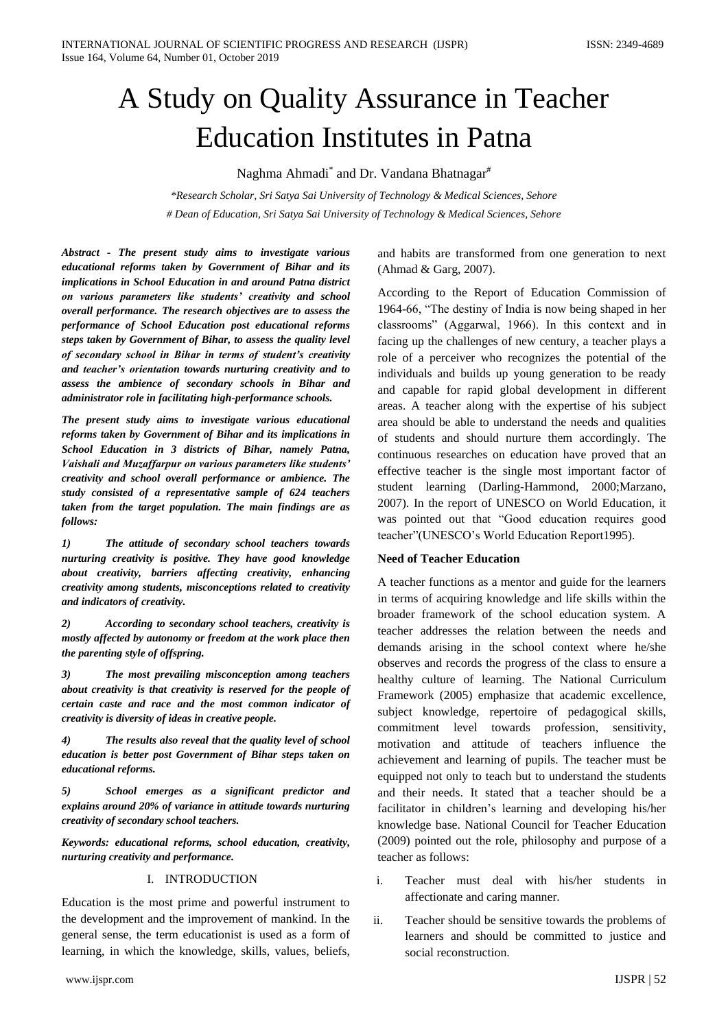# A Study on Quality Assurance in Teacher Education Institutes in Patna

Naghma Ahmadi* and Dr. Vandana Bhatnagar#

*\*Research Scholar, Sri Satya Sai University of Technology & Medical Sciences, Sehore*

*# Dean of Education, Sri Satya Sai University of Technology & Medical Sciences, Sehore*

***Abstract - The present study aims to investigate various educational reforms taken by Government of Bihar and its implications in School Education in and around Patna district on various parameters like students' creativity and school overall performance. The research objectives are to assess the performance of School Education post educational reforms steps taken by Government of Bihar, to assess the quality level of secondary school in Bihar in terms of student's creativity and teacher's orientation towards nurturing creativity and to assess the ambience of secondary schools in Bihar and administrator role in facilitating high-performance schools.***

***The present study aims to investigate various educational reforms taken by Government of Bihar and its implications in School Education in 3 districts of Bihar, namely Patna, Vaishali and Muzaffarpur on various parameters like students' creativity and school overall performance or ambience. The study consisted of a representative sample of 624 teachers taken from the target population. The main findings are as follows:***

***1) The attitude of secondary school teachers towards nurturing creativity is positive. They have good knowledge about creativity, barriers affecting creativity, enhancing creativity among students, misconceptions related to creativity and indicators of creativity.***

***2) According to secondary school teachers, creativity is mostly affected by autonomy or freedom at the work place then the parenting style of offspring.***

***3) The most prevailing misconception among teachers about creativity is that creativity is reserved for the people of certain caste and race and the most common indicator of creativity is diversity of ideas in creative people.***

***4) The results also reveal that the quality level of school education is better post Government of Bihar steps taken on educational reforms.***

***5) School emerges as a significant predictor and explains around 20% of variance in attitude towards nurturing creativity of secondary school teachers.***

***Keywords: educational reforms, school education, creativity, nurturing creativity and performance.***

## I. INTRODUCTION

Education is the most prime and powerful instrument to the development and the improvement of mankind. In the general sense, the term educationist is used as a form of learning, in which the knowledge, skills, values, beliefs, and habits are transformed from one generation to next (Ahmad & Garg, 2007).

According to the Report of Education Commission of 1964-66, "The destiny of India is now being shaped in her classrooms" (Aggarwal, 1966). In this context and in facing up the challenges of new century, a teacher plays a role of a perceiver who recognizes the potential of the individuals and builds up young generation to be ready and capable for rapid global development in different areas. A teacher along with the expertise of his subject area should be able to understand the needs and qualities of students and should nurture them accordingly. The continuous researches on education have proved that an effective teacher is the single most important factor of student learning (Darling-Hammond, 2000;Marzano, 2007). In the report of UNESCO on World Education, it was pointed out that "Good education requires good teacher"(UNESCO's World Education Report1995).

**Need of Teacher Education**

A teacher functions as a mentor and guide for the learners in terms of acquiring knowledge and life skills within the broader framework of the school education system. A teacher addresses the relation between the needs and demands arising in the school context where he/she observes and records the progress of the class to ensure a healthy culture of learning. The National Curriculum Framework (2005) emphasize that academic excellence, subject knowledge, repertoire of pedagogical skills, commitment level towards profession, sensitivity, motivation and attitude of teachers influence the achievement and learning of pupils. The teacher must be equipped not only to teach but to understand the students and their needs. It stated that a teacher should be a facilitator in children's learning and developing his/her knowledge base. National Council for Teacher Education (2009) pointed out the role, philosophy and purpose of a teacher as follows:

i. Teacher must deal with his/her students in affectionate and caring manner.

ii. Teacher should be sensitive towards the problems of learners and should be committed to justice and social reconstruction.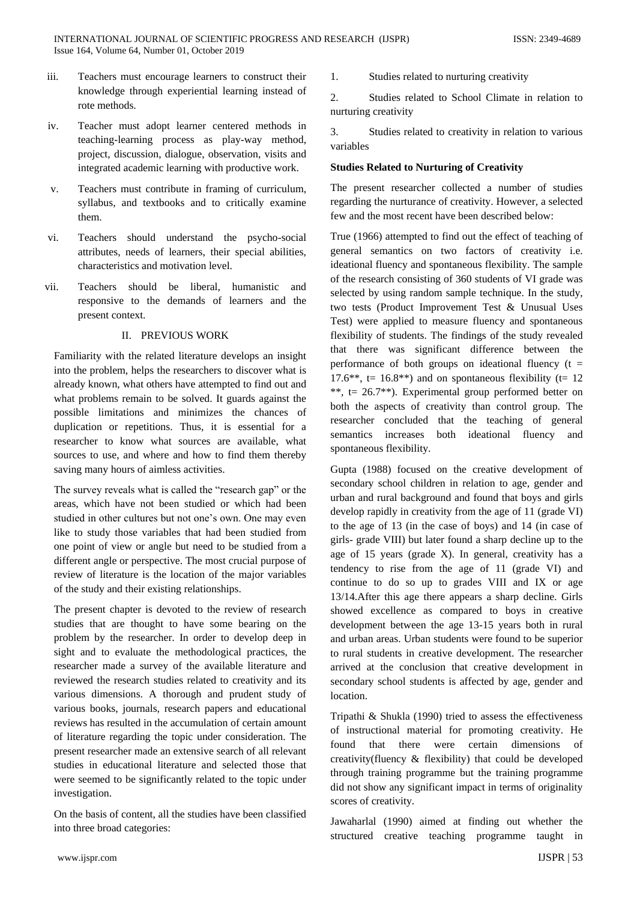iii. Teachers must encourage learners to construct their knowledge through experiential learning instead of rote methods.

iv. Teacher must adopt learner centered methods in teaching-learning process as play-way method, project, discussion, dialogue, observation, visits and integrated academic learning with productive work.

v. Teachers must contribute in framing of curriculum, syllabus, and textbooks and to critically examine them.

vi. Teachers should understand the psycho-social attributes, needs of learners, their special abilities, characteristics and motivation level.

vii. Teachers should be liberal, humanistic and responsive to the demands of learners and the present context.

## II. PREVIOUS WORK

Familiarity with the related literature develops an insight into the problem, helps the researchers to discover what is already known, what others have attempted to find out and what problems remain to be solved. It guards against the possible limitations and minimizes the chances of duplication or repetitions. Thus, it is essential for a researcher to know what sources are available, what sources to use, and where and how to find them thereby saving many hours of aimless activities.

The survey reveals what is called the "research gap" or the areas, which have not been studied or which had been studied in other cultures but not one's own. One may even like to study those variables that had been studied from one point of view or angle but need to be studied from a different angle or perspective. The most crucial purpose of review of literature is the location of the major variables of the study and their existing relationships.

The present chapter is devoted to the review of research studies that are thought to have some bearing on the problem by the researcher. In order to develop deep in sight and to evaluate the methodological practices, the researcher made a survey of the available literature and reviewed the research studies related to creativity and its various dimensions. A thorough and prudent study of various books, journals, research papers and educational reviews has resulted in the accumulation of certain amount of literature regarding the topic under consideration. The present researcher made an extensive search of all relevant studies in educational literature and selected those that were seemed to be significantly related to the topic under investigation.

On the basis of content, all the studies have been classified into three broad categories:

1. Studies related to nurturing creativity
2. Studies related to School Climate in relation to nurturing creativity
3. Studies related to creativity in relation to various variables

**Studies Related to Nurturing of Creativity**

The present researcher collected a number of studies regarding the nurturance of creativity. However, a selected few and the most recent have been described below:

True (1966) attempted to find out the effect of teaching of general semantics on two factors of creativity i.e. ideational fluency and spontaneous flexibility. The sample of the research consisting of 360 students of VI grade was selected by using random sample technique. In the study, two tests (Product Improvement Test & Unusual Uses Test) were applied to measure fluency and spontaneous flexibility of students. The findings of the study revealed that there was significant difference between the performance of both groups on ideational fluency ($t = 17.6^{**}$, $t = 16.8^{**}$) and on spontaneous flexibility ($t = 12^{**}$, $t = 26.7^{**}$). Experimental group performed better on both the aspects of creativity than control group. The researcher concluded that the teaching of general semantics increases both ideational fluency and spontaneous flexibility.

Gupta (1988) focused on the creative development of secondary school children in relation to age, gender and urban and rural background and found that boys and girls develop rapidly in creativity from the age of 11 (grade VI) to the age of 13 (in the case of boys) and 14 (in case of girls- grade VIII) but later found a sharp decline up to the age of 15 years (grade X). In general, creativity has a tendency to rise from the age of 11 (grade VI) and continue to do so up to grades VIII and IX or age 13/14.After this age there appears a sharp decline. Girls showed excellence as compared to boys in creative development between the age 13-15 years both in rural and urban areas. Urban students were found to be superior to rural students in creative development. The researcher arrived at the conclusion that creative development in secondary school students is affected by age, gender and location.

Tripathi & Shukla (1990) tried to assess the effectiveness of instructional material for promoting creativity. He found that there were certain dimensions of creativity(fluency & flexibility) that could be developed through training programme but the training programme did not show any significant impact in terms of originality scores of creativity.

Jawaharlal (1990) aimed at finding out whether the structured creative teaching programme taught in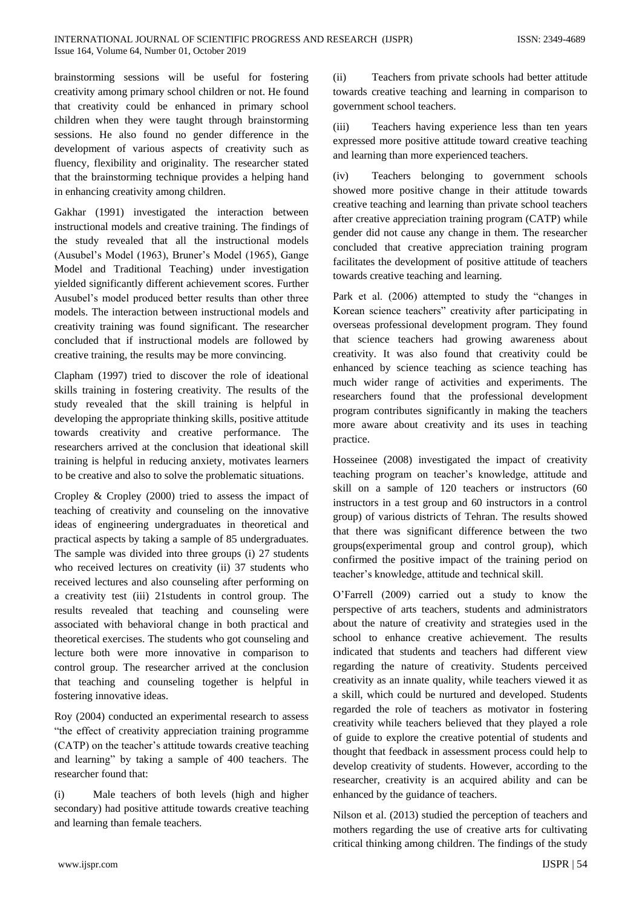brainstorming sessions will be useful for fostering creativity among primary school children or not. He found that creativity could be enhanced in primary school children when they were taught through brainstorming sessions. He also found no gender difference in the development of various aspects of creativity such as fluency, flexibility and originality. The researcher stated that the brainstorming technique provides a helping hand in enhancing creativity among children.

Gakhar (1991) investigated the interaction between instructional models and creative training. The findings of the study revealed that all the instructional models (Ausubel's Model (1963), Bruner's Model (1965), Gange Model and Traditional Teaching) under investigation yielded significantly different achievement scores. Further Ausubel's model produced better results than other three models. The interaction between instructional models and creativity training was found significant. The researcher concluded that if instructional models are followed by creative training, the results may be more convincing.

Clapham (1997) tried to discover the role of ideational skills training in fostering creativity. The results of the study revealed that the skill training is helpful in developing the appropriate thinking skills, positive attitude towards creativity and creative performance. The researchers arrived at the conclusion that ideational skill training is helpful in reducing anxiety, motivates learners to be creative and also to solve the problematic situations.

Cropley & Cropley (2000) tried to assess the impact of teaching of creativity and counseling on the innovative ideas of engineering undergraduates in theoretical and practical aspects by taking a sample of 85 undergraduates. The sample was divided into three groups (i) 27 students who received lectures on creativity (ii) 37 students who received lectures and also counseling after performing on a creativity test (iii) 21students in control group. The results revealed that teaching and counseling were associated with behavioral change in both practical and theoretical exercises. The students who got counseling and lecture both were more innovative in comparison to control group. The researcher arrived at the conclusion that teaching and counseling together is helpful in fostering innovative ideas.

Roy (2004) conducted an experimental research to assess "the effect of creativity appreciation training programme (CATP) on the teacher's attitude towards creative teaching and learning" by taking a sample of 400 teachers. The researcher found that:

(i) Male teachers of both levels (high and higher secondary) had positive attitude towards creative teaching and learning than female teachers.

(ii) Teachers from private schools had better attitude towards creative teaching and learning in comparison to government school teachers.

(iii) Teachers having experience less than ten years expressed more positive attitude toward creative teaching and learning than more experienced teachers.

(iv) Teachers belonging to government schools showed more positive change in their attitude towards creative teaching and learning than private school teachers after creative appreciation training program (CATP) while gender did not cause any change in them. The researcher concluded that creative appreciation training program facilitates the development of positive attitude of teachers towards creative teaching and learning.

Park et al. (2006) attempted to study the "changes in Korean science teachers" creativity after participating in overseas professional development program. They found that science teachers had growing awareness about creativity. It was also found that creativity could be enhanced by science teaching as science teaching has much wider range of activities and experiments. The researchers found that the professional development program contributes significantly in making the teachers more aware about creativity and its uses in teaching practice.

Hosseinee (2008) investigated the impact of creativity teaching program on teacher's knowledge, attitude and skill on a sample of 120 teachers or instructors (60 instructors in a test group and 60 instructors in a control group) of various districts of Tehran. The results showed that there was significant difference between the two groups(experimental group and control group), which confirmed the positive impact of the training period on teacher's knowledge, attitude and technical skill.

O'Farrell (2009) carried out a study to know the perspective of arts teachers, students and administrators about the nature of creativity and strategies used in the school to enhance creative achievement. The results indicated that students and teachers had different view regarding the nature of creativity. Students perceived creativity as an innate quality, while teachers viewed it as a skill, which could be nurtured and developed. Students regarded the role of teachers as motivator in fostering creativity while teachers believed that they played a role of guide to explore the creative potential of students and thought that feedback in assessment process could help to develop creativity of students. However, according to the researcher, creativity is an acquired ability and can be enhanced by the guidance of teachers.

Nilson et al. (2013) studied the perception of teachers and mothers regarding the use of creative arts for cultivating critical thinking among children. The findings of the study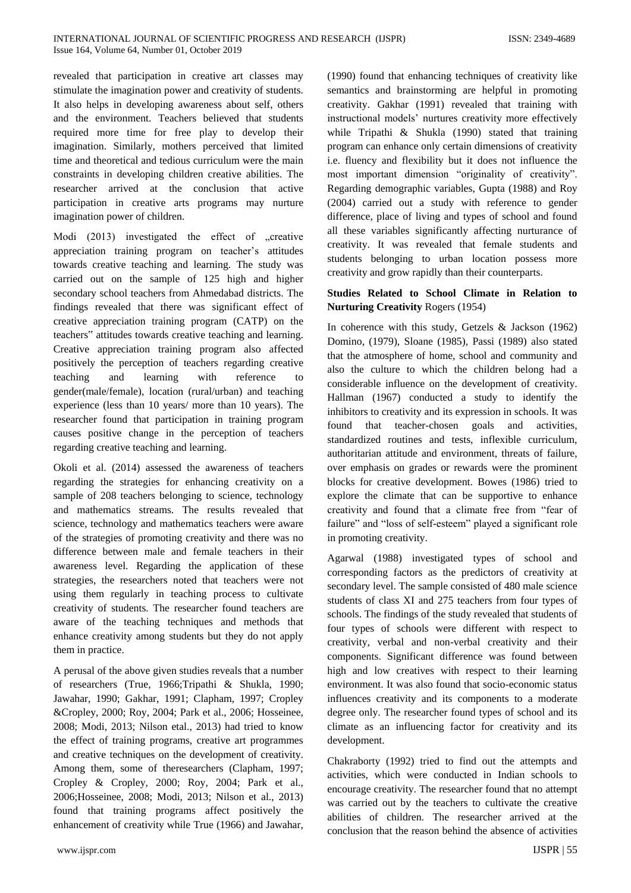revealed that participation in creative art classes may stimulate the imagination power and creativity of students. It also helps in developing awareness about self, others and the environment. Teachers believed that students required more time for free play to develop their imagination. Similarly, mothers perceived that limited time and theoretical and tedious curriculum were the main constraints in developing children creative abilities. The researcher arrived at the conclusion that active participation in creative arts programs may nurture imagination power of children.

Modi (2013) investigated the effect of „creative appreciation training program on teacher's attitudes towards creative teaching and learning. The study was carried out on the sample of 125 high and higher secondary school teachers from Ahmedabad districts. The findings revealed that there was significant effect of creative appreciation training program (CATP) on the teachers" attitudes towards creative teaching and learning. Creative appreciation training program also affected positively the perception of teachers regarding creative teaching and learning with reference to gender(male/female), location (rural/urban) and teaching experience (less than 10 years/ more than 10 years). The researcher found that participation in training program causes positive change in the perception of teachers regarding creative teaching and learning.

Okoli et al. (2014) assessed the awareness of teachers regarding the strategies for enhancing creativity on a sample of 208 teachers belonging to science, technology and mathematics streams. The results revealed that science, technology and mathematics teachers were aware of the strategies of promoting creativity and there was no difference between male and female teachers in their awareness level. Regarding the application of these strategies, the researchers noted that teachers were not using them regularly in teaching process to cultivate creativity of students. The researcher found teachers are aware of the teaching techniques and methods that enhance creativity among students but they do not apply them in practice.

A perusal of the above given studies reveals that a number of researchers (True, 1966;Tripathi & Shukla, 1990; Jawahar, 1990; Gakhar, 1991; Clapham, 1997; Cropley &Cropley, 2000; Roy, 2004; Park et al., 2006; Hosseinee, 2008; Modi, 2013; Nilson etal., 2013) had tried to know the effect of training programs, creative art programmes and creative techniques on the development of creativity. Among them, some of theresearchers (Clapham, 1997; Cropley & Cropley, 2000; Roy, 2004; Park et al., 2006;Hosseinee, 2008; Modi, 2013; Nilson et al., 2013) found that training programs affect positively the enhancement of creativity while True (1966) and Jawahar, (1990) found that enhancing techniques of creativity like semantics and brainstorming are helpful in promoting creativity. Gakhar (1991) revealed that training with instructional models' nurtures creativity more effectively while Tripathi & Shukla (1990) stated that training program can enhance only certain dimensions of creativity i.e. fluency and flexibility but it does not influence the most important dimension "originality of creativity". Regarding demographic variables, Gupta (1988) and Roy (2004) carried out a study with reference to gender difference, place of living and types of school and found all these variables significantly affecting nurturance of creativity. It was revealed that female students and students belonging to urban location possess more creativity and grow rapidly than their counterparts.

**Studies Related to School Climate in Relation to Nurturing Creativity** Rogers (1954)

In coherence with this study, Getzels & Jackson (1962) Domino, (1979), Sloane (1985), Passi (1989) also stated that the atmosphere of home, school and community and also the culture to which the children belong had a considerable influence on the development of creativity. Hallman (1967) conducted a study to identify the inhibitors to creativity and its expression in schools. It was found that teacher-chosen goals and activities, standardized routines and tests, inflexible curriculum, authoritarian attitude and environment, threats of failure, over emphasis on grades or rewards were the prominent blocks for creative development. Bowes (1986) tried to explore the climate that can be supportive to enhance creativity and found that a climate free from "fear of failure" and "loss of self-esteem" played a significant role in promoting creativity.

Agarwal (1988) investigated types of school and corresponding factors as the predictors of creativity at secondary level. The sample consisted of 480 male science students of class XI and 275 teachers from four types of schools. The findings of the study revealed that students of four types of schools were different with respect to creativity, verbal and non-verbal creativity and their components. Significant difference was found between high and low creatives with respect to their learning environment. It was also found that socio-economic status influences creativity and its components to a moderate degree only. The researcher found types of school and its climate as an influencing factor for creativity and its development.

Chakraborty (1992) tried to find out the attempts and activities, which were conducted in Indian schools to encourage creativity. The researcher found that no attempt was carried out by the teachers to cultivate the creative abilities of children. The researcher arrived at the conclusion that the reason behind the absence of activities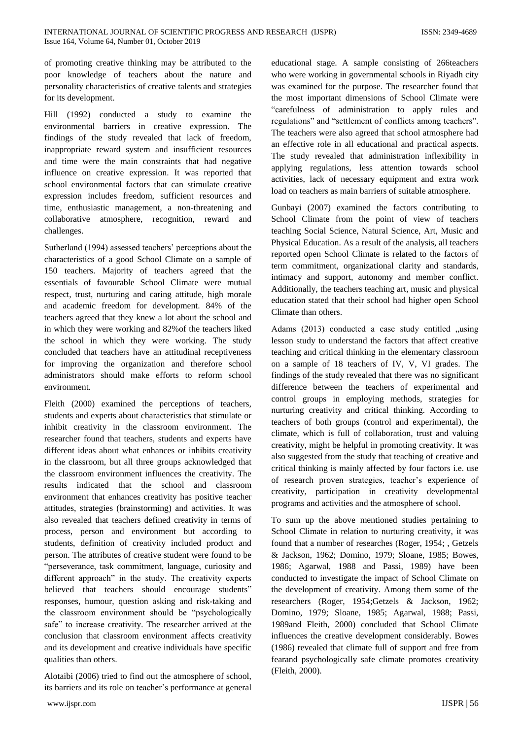of promoting creative thinking may be attributed to the poor knowledge of teachers about the nature and personality characteristics of creative talents and strategies for its development.

Hill (1992) conducted a study to examine the environmental barriers in creative expression. The findings of the study revealed that lack of freedom, inappropriate reward system and insufficient resources and time were the main constraints that had negative influence on creative expression. It was reported that school environmental factors that can stimulate creative expression includes freedom, sufficient resources and time, enthusiastic management, a non-threatening and collaborative atmosphere, recognition, reward and challenges.

Sutherland (1994) assessed teachers' perceptions about the characteristics of a good School Climate on a sample of 150 teachers. Majority of teachers agreed that the essentials of favourable School Climate were mutual respect, trust, nurturing and caring attitude, high morale and academic freedom for development. 84% of the teachers agreed that they knew a lot about the school and in which they were working and 82%of the teachers liked the school in which they were working. The study concluded that teachers have an attitudinal receptiveness for improving the organization and therefore school administrators should make efforts to reform school environment.

Fleith (2000) examined the perceptions of teachers, students and experts about characteristics that stimulate or inhibit creativity in the classroom environment. The researcher found that teachers, students and experts have different ideas about what enhances or inhibits creativity in the classroom, but all three groups acknowledged that the classroom environment influences the creativity. The results indicated that the school and classroom environment that enhances creativity has positive teacher attitudes, strategies (brainstorming) and activities. It was also revealed that teachers defined creativity in terms of process, person and environment but according to students, definition of creativity included product and person. The attributes of creative student were found to be "perseverance, task commitment, language, curiosity and different approach" in the study. The creativity experts believed that teachers should encourage students" responses, humour, question asking and risk-taking and the classroom environment should be "psychologically safe" to increase creativity. The researcher arrived at the conclusion that classroom environment affects creativity and its development and creative individuals have specific qualities than others.

Alotaibi (2006) tried to find out the atmosphere of school, its barriers and its role on teacher's performance at general educational stage. A sample consisting of 266teachers who were working in governmental schools in Riyadh city was examined for the purpose. The researcher found that the most important dimensions of School Climate were "carefulness of administration to apply rules and regulations" and "settlement of conflicts among teachers". The teachers were also agreed that school atmosphere had an effective role in all educational and practical aspects. The study revealed that administration inflexibility in applying regulations, less attention towards school activities, lack of necessary equipment and extra work load on teachers as main barriers of suitable atmosphere.

Gunbayi (2007) examined the factors contributing to School Climate from the point of view of teachers teaching Social Science, Natural Science, Art, Music and Physical Education. As a result of the analysis, all teachers reported open School Climate is related to the factors of term commitment, organizational clarity and standards, intimacy and support, autonomy and member conflict. Additionally, the teachers teaching art, music and physical education stated that their school had higher open School Climate than others.

Adams (2013) conducted a case study entitled „using lesson study to understand the factors that affect creative teaching and critical thinking in the elementary classroom on a sample of 18 teachers of IV, V, VI grades. The findings of the study revealed that there was no significant difference between the teachers of experimental and control groups in employing methods, strategies for nurturing creativity and critical thinking. According to teachers of both groups (control and experimental), the climate, which is full of collaboration, trust and valuing creativity, might be helpful in promoting creativity. It was also suggested from the study that teaching of creative and critical thinking is mainly affected by four factors i.e. use of research proven strategies, teacher's experience of creativity, participation in creativity developmental programs and activities and the atmosphere of school.

To sum up the above mentioned studies pertaining to School Climate in relation to nurturing creativity, it was found that a number of researches (Roger, 1954; , Getzels & Jackson, 1962; Domino, 1979; Sloane, 1985; Bowes, 1986; Agarwal, 1988 and Passi, 1989) have been conducted to investigate the impact of School Climate on the development of creativity. Among them some of the researchers (Roger, 1954;Getzels & Jackson, 1962; Domino, 1979; Sloane, 1985; Agarwal, 1988; Passi, 1989and Fleith, 2000) concluded that School Climate influences the creative development considerably. Bowes (1986) revealed that climate full of support and free from fearand psychologically safe climate promotes creativity (Fleith, 2000).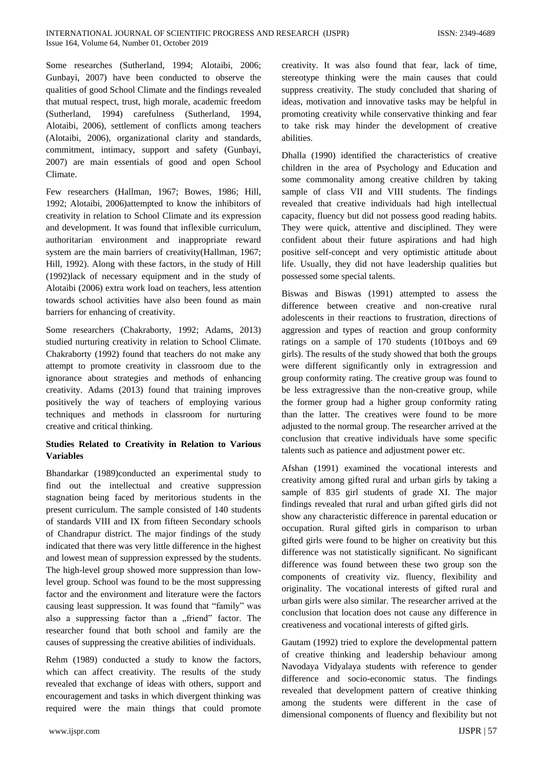Some researches (Sutherland, 1994; Alotaibi, 2006; Gunbayi, 2007) have been conducted to observe the qualities of good School Climate and the findings revealed that mutual respect, trust, high morale, academic freedom (Sutherland, 1994) carefulness (Sutherland, 1994, Alotaibi, 2006), settlement of conflicts among teachers (Alotaibi, 2006), organizational clarity and standards, commitment, intimacy, support and safety (Gunbayi, 2007) are main essentials of good and open School Climate.

Few researchers (Hallman, 1967; Bowes, 1986; Hill, 1992; Alotaibi, 2006)attempted to know the inhibitors of creativity in relation to School Climate and its expression and development. It was found that inflexible curriculum, authoritarian environment and inappropriate reward system are the main barriers of creativity(Hallman, 1967; Hill, 1992). Along with these factors, in the study of Hill (1992)lack of necessary equipment and in the study of Alotaibi (2006) extra work load on teachers, less attention towards school activities have also been found as main barriers for enhancing of creativity.

Some researchers (Chakraborty, 1992; Adams, 2013) studied nurturing creativity in relation to School Climate. Chakraborty (1992) found that teachers do not make any attempt to promote creativity in classroom due to the ignorance about strategies and methods of enhancing creativity. Adams (2013) found that training improves positively the way of teachers of employing various techniques and methods in classroom for nurturing creative and critical thinking.

**Studies Related to Creativity in Relation to Various Variables**

Bhandarkar (1989)conducted an experimental study to find out the intellectual and creative suppression stagnation being faced by meritorious students in the present curriculum. The sample consisted of 140 students of standards VIII and IX from fifteen Secondary schools of Chandrapur district. The major findings of the study indicated that there was very little difference in the highest and lowest mean of suppression expressed by the students. The high-level group showed more suppression than low-level group. School was found to be the most suppressing factor and the environment and literature were the factors causing least suppression. It was found that "family" was also a suppressing factor than a „friend" factor. The researcher found that both school and family are the causes of suppressing the creative abilities of individuals.

Rehm (1989) conducted a study to know the factors, which can affect creativity. The results of the study revealed that exchange of ideas with others, support and encouragement and tasks in which divergent thinking was required were the main things that could promote creativity. It was also found that fear, lack of time, stereotype thinking were the main causes that could suppress creativity. The study concluded that sharing of ideas, motivation and innovative tasks may be helpful in promoting creativity while conservative thinking and fear to take risk may hinder the development of creative abilities.

Dhalla (1990) identified the characteristics of creative children in the area of Psychology and Education and some commonality among creative children by taking sample of class VII and VIII students. The findings revealed that creative individuals had high intellectual capacity, fluency but did not possess good reading habits. They were quick, attentive and disciplined. They were confident about their future aspirations and had high positive self-concept and very optimistic attitude about life. Usually, they did not have leadership qualities but possessed some special talents.

Biswas and Biswas (1991) attempted to assess the difference between creative and non-creative rural adolescents in their reactions to frustration, directions of aggression and types of reaction and group conformity ratings on a sample of 170 students (101boys and 69 girls). The results of the study showed that both the groups were different significantly only in extragression and group conformity rating. The creative group was found to be less extragressive than the non-creative group, while the former group had a higher group conformity rating than the latter. The creatives were found to be more adjusted to the normal group. The researcher arrived at the conclusion that creative individuals have some specific talents such as patience and adjustment power etc.

Afshan (1991) examined the vocational interests and creativity among gifted rural and urban girls by taking a sample of 835 girl students of grade XI. The major findings revealed that rural and urban gifted girls did not show any characteristic difference in parental education or occupation. Rural gifted girls in comparison to urban gifted girls were found to be higher on creativity but this difference was not statistically significant. No significant difference was found between these two group son the components of creativity viz. fluency, flexibility and originality. The vocational interests of gifted rural and urban girls were also similar. The researcher arrived at the conclusion that location does not cause any difference in creativeness and vocational interests of gifted girls.

Gautam (1992) tried to explore the developmental pattern of creative thinking and leadership behaviour among Navodaya Vidyalaya students with reference to gender difference and socio-economic status. The findings revealed that development pattern of creative thinking among the students were different in the case of dimensional components of fluency and flexibility but not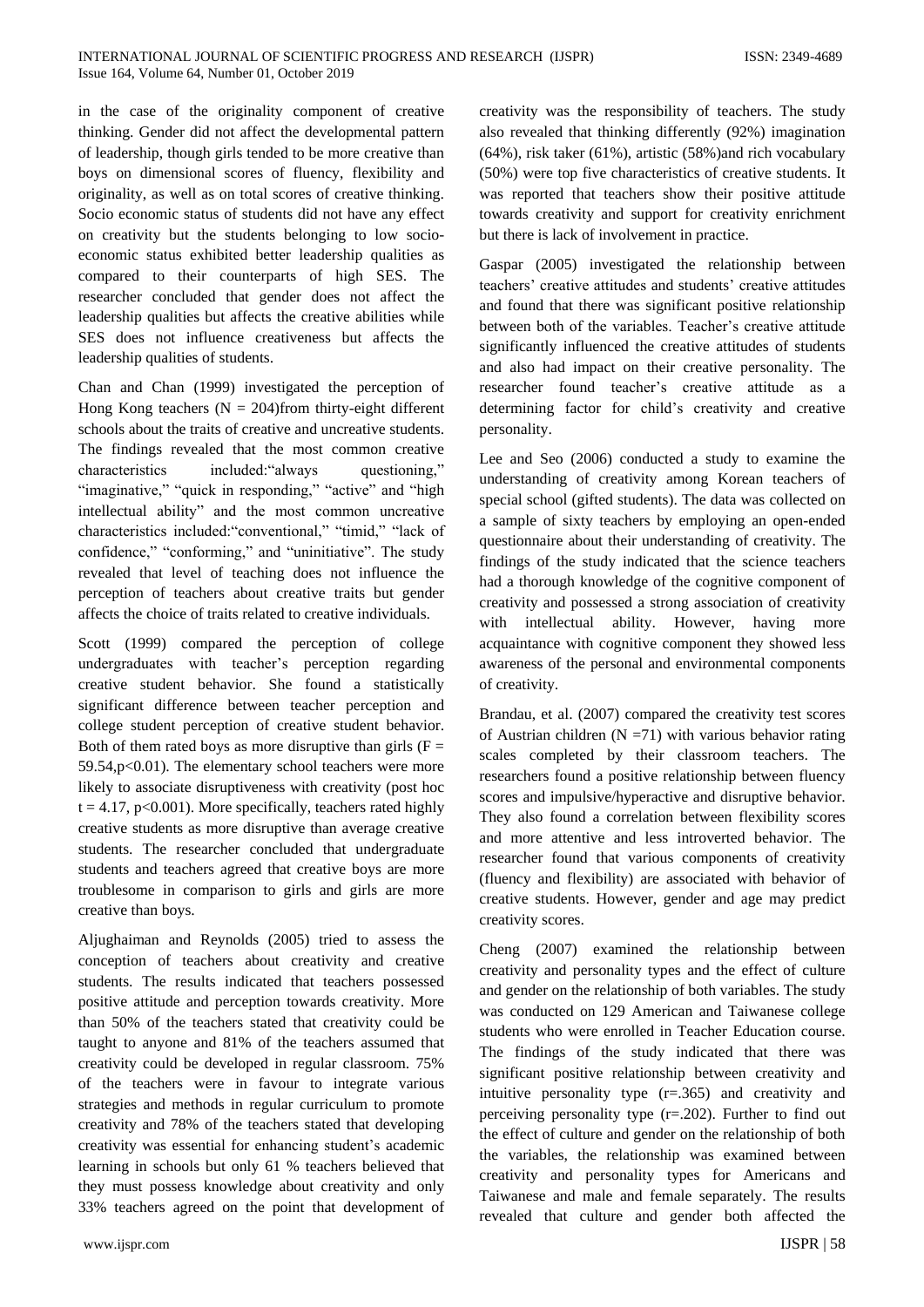in the case of the originality component of creative thinking. Gender did not affect the developmental pattern of leadership, though girls tended to be more creative than boys on dimensional scores of fluency, flexibility and originality, as well as on total scores of creative thinking. Socio economic status of students did not have any effect on creativity but the students belonging to low socio-economic status exhibited better leadership qualities as compared to their counterparts of high SES. The researcher concluded that gender does not affect the leadership qualities but affects the creative abilities while SES does not influence creativeness but affects the leadership qualities of students.

Chan and Chan (1999) investigated the perception of Hong Kong teachers ($N = 204$)from thirty-eight different schools about the traits of creative and uncreative students. The findings revealed that the most common creative characteristics included:"always questioning," "imaginative," "quick in responding," "active" and "high intellectual ability" and the most common uncreative characteristics included:"conventional," "timid," "lack of confidence," "conforming," and "uninitiative". The study revealed that level of teaching does not influence the perception of teachers about creative traits but gender affects the choice of traits related to creative individuals.

Scott (1999) compared the perception of college undergraduates with teacher's perception regarding creative student behavior. She found a statistically significant difference between teacher perception and college student perception of creative student behavior. Both of them rated boys as more disruptive than girls ($F = 59.54, p<0.01$). The elementary school teachers were more likely to associate disruptiveness with creativity (post hoc $t = 4.17$, $p<0.001$). More specifically, teachers rated highly creative students as more disruptive than average creative students. The researcher concluded that undergraduate students and teachers agreed that creative boys are more troublesome in comparison to girls and girls are more creative than boys.

Aljughaiman and Reynolds (2005) tried to assess the conception of teachers about creativity and creative students. The results indicated that teachers possessed positive attitude and perception towards creativity. More than 50% of the teachers stated that creativity could be taught to anyone and 81% of the teachers assumed that creativity could be developed in regular classroom. 75% of the teachers were in favour to integrate various strategies and methods in regular curriculum to promote creativity and 78% of the teachers stated that developing creativity was essential for enhancing student's academic learning in schools but only 61 % teachers believed that they must possess knowledge about creativity and only 33% teachers agreed on the point that development of creativity was the responsibility of teachers. The study also revealed that thinking differently (92%) imagination (64%), risk taker (61%), artistic (58%)and rich vocabulary (50%) were top five characteristics of creative students. It was reported that teachers show their positive attitude towards creativity and support for creativity enrichment but there is lack of involvement in practice.

Gaspar (2005) investigated the relationship between teachers' creative attitudes and students' creative attitudes and found that there was significant positive relationship between both of the variables. Teacher's creative attitude significantly influenced the creative attitudes of students and also had impact on their creative personality. The researcher found teacher's creative attitude as a determining factor for child's creativity and creative personality.

Lee and Seo (2006) conducted a study to examine the understanding of creativity among Korean teachers of special school (gifted students). The data was collected on a sample of sixty teachers by employing an open-ended questionnaire about their understanding of creativity. The findings of the study indicated that the science teachers had a thorough knowledge of the cognitive component of creativity and possessed a strong association of creativity with intellectual ability. However, having more acquaintance with cognitive component they showed less awareness of the personal and environmental components of creativity.

Brandau, et al. (2007) compared the creativity test scores of Austrian children ($N =71$) with various behavior rating scales completed by their classroom teachers. The researchers found a positive relationship between fluency scores and impulsive/hyperactive and disruptive behavior. They also found a correlation between flexibility scores and more attentive and less introverted behavior. The researcher found that various components of creativity (fluency and flexibility) are associated with behavior of creative students. However, gender and age may predict creativity scores.

Cheng (2007) examined the relationship between creativity and personality types and the effect of culture and gender on the relationship of both variables. The study was conducted on 129 American and Taiwanese college students who were enrolled in Teacher Education course. The findings of the study indicated that there was significant positive relationship between creativity and intuitive personality type ($r=.365$) and creativity and perceiving personality type ($r=.202$). Further to find out the effect of culture and gender on the relationship of both the variables, the relationship was examined between creativity and personality types for Americans and Taiwanese and male and female separately. The results revealed that culture and gender both affected the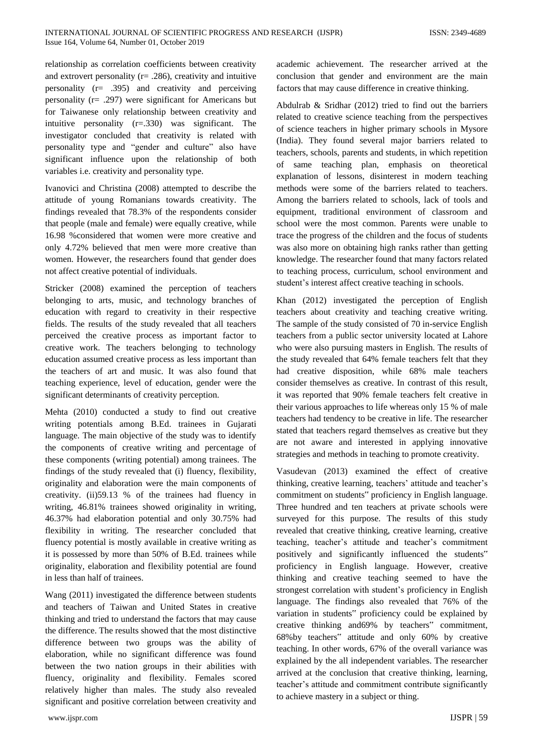relationship as correlation coefficients between creativity and extrovert personality (r= .286), creativity and intuitive personality (r= .395) and creativity and perceiving personality (r= .297) were significant for Americans but for Taiwanese only relationship between creativity and intuitive personality (r=.330) was significant. The investigator concluded that creativity is related with personality type and "gender and culture" also have significant influence upon the relationship of both variables i.e. creativity and personality type.

Ivanovici and Christina (2008) attempted to describe the attitude of young Romanians towards creativity. The findings revealed that 78.3% of the respondents consider that people (male and female) were equally creative, while 16.98 %considered that women were more creative and only 4.72% believed that men were more creative than women. However, the researchers found that gender does not affect creative potential of individuals.

Stricker (2008) examined the perception of teachers belonging to arts, music, and technology branches of education with regard to creativity in their respective fields. The results of the study revealed that all teachers perceived the creative process as important factor to creative work. The teachers belonging to technology education assumed creative process as less important than the teachers of art and music. It was also found that teaching experience, level of education, gender were the significant determinants of creativity perception.

Mehta (2010) conducted a study to find out creative writing potentials among B.Ed. trainees in Gujarati language. The main objective of the study was to identify the components of creative writing and percentage of these components (writing potential) among trainees. The findings of the study revealed that (i) fluency, flexibility, originality and elaboration were the main components of creativity. (ii)59.13 % of the trainees had fluency in writing, 46.81% trainees showed originality in writing, 46.37% had elaboration potential and only 30.75% had flexibility in writing. The researcher concluded that fluency potential is mostly available in creative writing as it is possessed by more than 50% of B.Ed. trainees while originality, elaboration and flexibility potential are found in less than half of trainees.

Wang (2011) investigated the difference between students and teachers of Taiwan and United States in creative thinking and tried to understand the factors that may cause the difference. The results showed that the most distinctive difference between two groups was the ability of elaboration, while no significant difference was found between the two nation groups in their abilities with fluency, originality and flexibility. Females scored relatively higher than males. The study also revealed significant and positive correlation between creativity and academic achievement. The researcher arrived at the conclusion that gender and environment are the main factors that may cause difference in creative thinking.

Abdulrab & Sridhar (2012) tried to find out the barriers related to creative science teaching from the perspectives of science teachers in higher primary schools in Mysore (India). They found several major barriers related to teachers, schools, parents and students, in which repetition of same teaching plan, emphasis on theoretical explanation of lessons, disinterest in modern teaching methods were some of the barriers related to teachers. Among the barriers related to schools, lack of tools and equipment, traditional environment of classroom and school were the most common. Parents were unable to trace the progress of the children and the focus of students was also more on obtaining high ranks rather than getting knowledge. The researcher found that many factors related to teaching process, curriculum, school environment and student's interest affect creative teaching in schools.

Khan (2012) investigated the perception of English teachers about creativity and teaching creative writing. The sample of the study consisted of 70 in-service English teachers from a public sector university located at Lahore who were also pursuing masters in English. The results of the study revealed that 64% female teachers felt that they had creative disposition, while 68% male teachers consider themselves as creative. In contrast of this result, it was reported that 90% female teachers felt creative in their various approaches to life whereas only 15 % of male teachers had tendency to be creative in life. The researcher stated that teachers regard themselves as creative but they are not aware and interested in applying innovative strategies and methods in teaching to promote creativity.

Vasudevan (2013) examined the effect of creative thinking, creative learning, teachers' attitude and teacher's commitment on students" proficiency in English language. Three hundred and ten teachers at private schools were surveyed for this purpose. The results of this study revealed that creative thinking, creative learning, creative teaching, teacher's attitude and teacher's commitment positively and significantly influenced the students" proficiency in English language. However, creative thinking and creative teaching seemed to have the strongest correlation with student's proficiency in English language. The findings also revealed that 76% of the variation in students" proficiency could be explained by creative thinking and69% by teachers" commitment, 68%by teachers" attitude and only 60% by creative teaching. In other words, 67% of the overall variance was explained by the all independent variables. The researcher arrived at the conclusion that creative thinking, learning, teacher's attitude and commitment contribute significantly to achieve mastery in a subject or thing.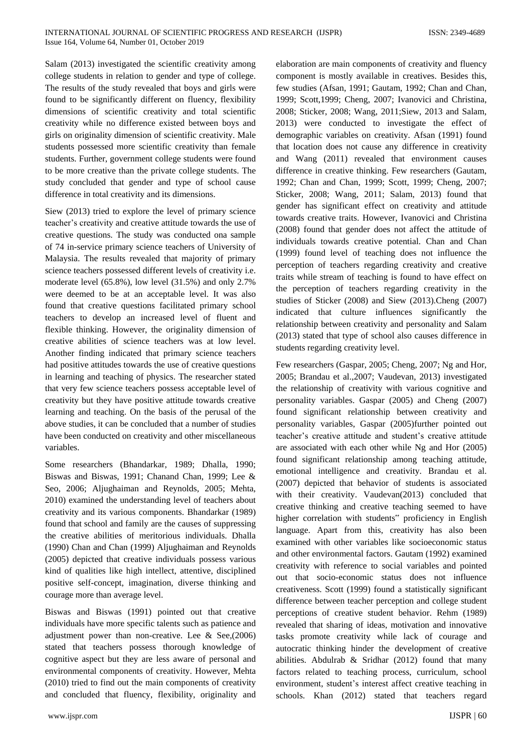Salam (2013) investigated the scientific creativity among college students in relation to gender and type of college. The results of the study revealed that boys and girls were found to be significantly different on fluency, flexibility dimensions of scientific creativity and total scientific creativity while no difference existed between boys and girls on originality dimension of scientific creativity. Male students possessed more scientific creativity than female students. Further, government college students were found to be more creative than the private college students. The study concluded that gender and type of school cause difference in total creativity and its dimensions.

Siew (2013) tried to explore the level of primary science teacher's creativity and creative attitude towards the use of creative questions. The study was conducted ona sample of 74 in-service primary science teachers of University of Malaysia. The results revealed that majority of primary science teachers possessed different levels of creativity i.e. moderate level (65.8%), low level (31.5%) and only 2.7% were deemed to be at an acceptable level. It was also found that creative questions facilitated primary school teachers to develop an increased level of fluent and flexible thinking. However, the originality dimension of creative abilities of science teachers was at low level. Another finding indicated that primary science teachers had positive attitudes towards the use of creative questions in learning and teaching of physics. The researcher stated that very few science teachers possess acceptable level of creativity but they have positive attitude towards creative learning and teaching. On the basis of the perusal of the above studies, it can be concluded that a number of studies have been conducted on creativity and other miscellaneous variables.

Some researchers (Bhandarkar, 1989; Dhalla, 1990; Biswas and Biswas, 1991; Chanand Chan, 1999; Lee & Seo, 2006; Aljughaiman and Reynolds, 2005; Mehta, 2010) examined the understanding level of teachers about creativity and its various components. Bhandarkar (1989) found that school and family are the causes of suppressing the creative abilities of meritorious individuals. Dhalla (1990) Chan and Chan (1999) Aljughaiman and Reynolds (2005) depicted that creative individuals possess various kind of qualities like high intellect, attentive, disciplined positive self-concept, imagination, diverse thinking and courage more than average level.

Biswas and Biswas (1991) pointed out that creative individuals have more specific talents such as patience and adjustment power than non-creative. Lee & See,(2006) stated that teachers possess thorough knowledge of cognitive aspect but they are less aware of personal and environmental components of creativity. However, Mehta (2010) tried to find out the main components of creativity and concluded that fluency, flexibility, originality and elaboration are main components of creativity and fluency component is mostly available in creatives. Besides this, few studies (Afsan, 1991; Gautam, 1992; Chan and Chan, 1999; Scott,1999; Cheng, 2007; Ivanovici and Christina, 2008; Sticker, 2008; Wang, 2011;Siew, 2013 and Salam, 2013) were conducted to investigate the effect of demographic variables on creativity. Afsan (1991) found that location does not cause any difference in creativity and Wang (2011) revealed that environment causes difference in creative thinking. Few researchers (Gautam, 1992; Chan and Chan, 1999; Scott, 1999; Cheng, 2007; Sticker, 2008; Wang, 2011; Salam, 2013) found that gender has significant effect on creativity and attitude towards creative traits. However, Ivanovici and Christina (2008) found that gender does not affect the attitude of individuals towards creative potential. Chan and Chan (1999) found level of teaching does not influence the perception of teachers regarding creativity and creative traits while stream of teaching is found to have effect on the perception of teachers regarding creativity in the studies of Sticker (2008) and Siew (2013).Cheng (2007) indicated that culture influences significantly the relationship between creativity and personality and Salam (2013) stated that type of school also causes difference in students regarding creativity level.

Few researchers (Gaspar, 2005; Cheng, 2007; Ng and Hor, 2005; Brandau et al.,2007; Vaudevan, 2013) investigated the relationship of creativity with various cognitive and personality variables. Gaspar (2005) and Cheng (2007) found significant relationship between creativity and personality variables, Gaspar (2005)further pointed out teacher's creative attitude and student's creative attitude are associated with each other while Ng and Hor (2005) found significant relationship among teaching attitude, emotional intelligence and creativity. Brandau et al. (2007) depicted that behavior of students is associated with their creativity. Vaudevan(2013) concluded that creative thinking and creative teaching seemed to have higher correlation with students" proficiency in English language. Apart from this, creativity has also been examined with other variables like socioeconomic status and other environmental factors. Gautam (1992) examined creativity with reference to social variables and pointed out that socio-economic status does not influence creativeness. Scott (1999) found a statistically significant difference between teacher perception and college student perceptions of creative student behavior. Rehm (1989) revealed that sharing of ideas, motivation and innovative tasks promote creativity while lack of courage and autocratic thinking hinder the development of creative abilities. Abdulrab & Sridhar (2012) found that many factors related to teaching process, curriculum, school environment, student's interest affect creative teaching in schools. Khan (2012) stated that teachers regard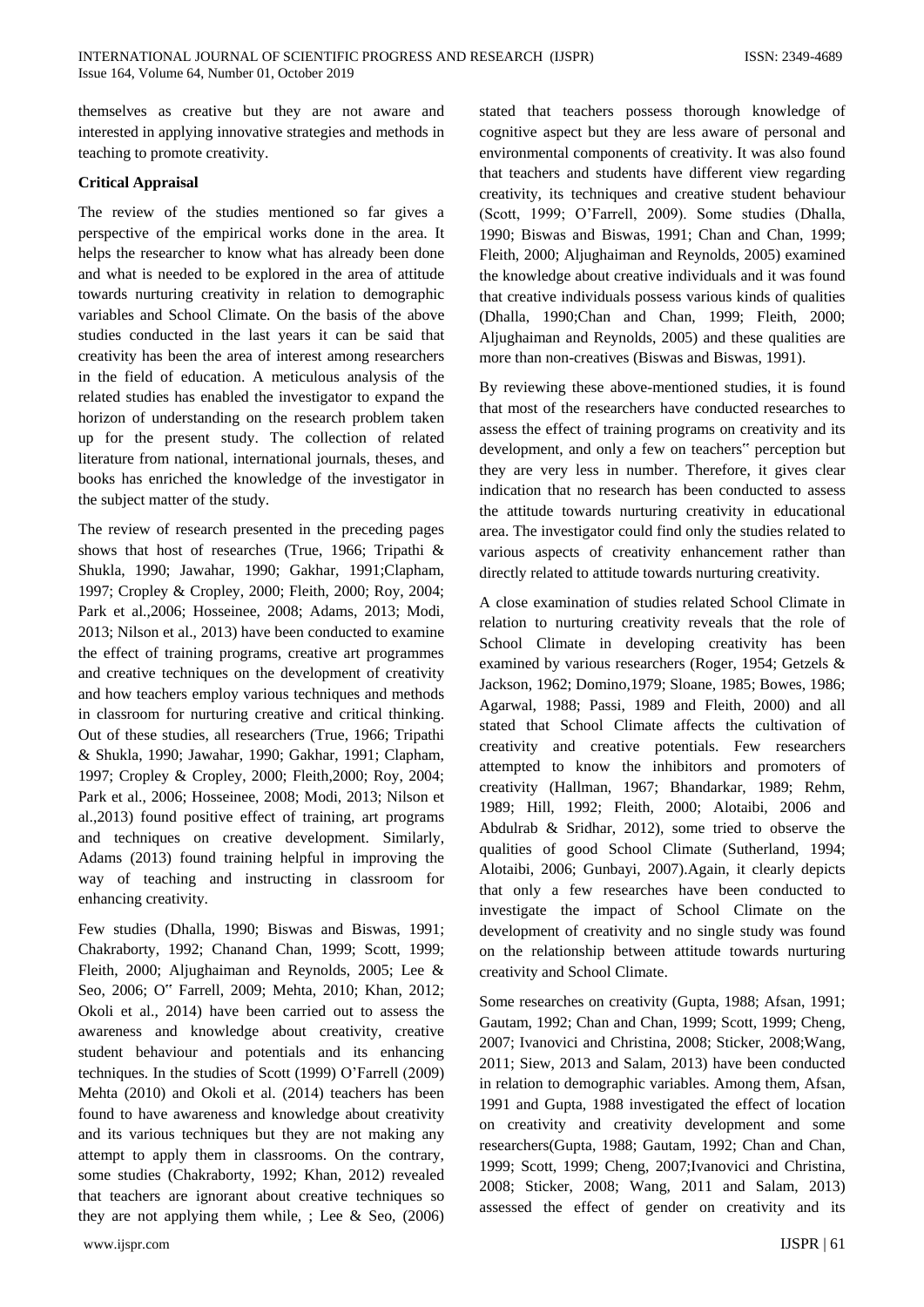themselves as creative but they are not aware and interested in applying innovative strategies and methods in teaching to promote creativity.

### Critical Appraisal

The review of the studies mentioned so far gives a perspective of the empirical works done in the area. It helps the researcher to know what has already been done and what is needed to be explored in the area of attitude towards nurturing creativity in relation to demographic variables and School Climate. On the basis of the above studies conducted in the last years it can be said that creativity has been the area of interest among researchers in the field of education. A meticulous analysis of the related studies has enabled the investigator to expand the horizon of understanding on the research problem taken up for the present study. The collection of related literature from national, international journals, theses, and books has enriched the knowledge of the investigator in the subject matter of the study.

The review of research presented in the preceding pages shows that host of researches (True, 1966; Tripathi & Shukla, 1990; Jawahar, 1990; Gakhar, 1991;Clapham, 1997; Cropley & Cropley, 2000; Fleith, 2000; Roy, 2004; Park et al.,2006; Hosseinee, 2008; Adams, 2013; Modi, 2013; Nilson et al., 2013) have been conducted to examine the effect of training programs, creative art programmes and creative techniques on the development of creativity and how teachers employ various techniques and methods in classroom for nurturing creative and critical thinking. Out of these studies, all researchers (True, 1966; Tripathi & Shukla, 1990; Jawahar, 1990; Gakhar, 1991; Clapham, 1997; Cropley & Cropley, 2000; Fleith,2000; Roy, 2004; Park et al., 2006; Hosseinee, 2008; Modi, 2013; Nilson et al.,2013) found positive effect of training, art programs and techniques on creative development. Similarly, Adams (2013) found training helpful in improving the way of teaching and instructing in classroom for enhancing creativity.

Few studies (Dhalla, 1990; Biswas and Biswas, 1991; Chakraborty, 1992; Chanand Chan, 1999; Scott, 1999; Fleith, 2000; Aljughaiman and Reynolds, 2005; Lee & Seo, 2006; O" Farrell, 2009; Mehta, 2010; Khan, 2012; Okoli et al., 2014) have been carried out to assess the awareness and knowledge about creativity, creative student behaviour and potentials and its enhancing techniques. In the studies of Scott (1999) O'Farrell (2009) Mehta (2010) and Okoli et al. (2014) teachers has been found to have awareness and knowledge about creativity and its various techniques but they are not making any attempt to apply them in classrooms. On the contrary, some studies (Chakraborty, 1992; Khan, 2012) revealed that teachers are ignorant about creative techniques so they are not applying them while, ; Lee & Seo, (2006) stated that teachers possess thorough knowledge of cognitive aspect but they are less aware of personal and environmental components of creativity. It was also found that teachers and students have different view regarding creativity, its techniques and creative student behaviour (Scott, 1999; O'Farrell, 2009). Some studies (Dhalla, 1990; Biswas and Biswas, 1991; Chan and Chan, 1999; Fleith, 2000; Aljughaiman and Reynolds, 2005) examined the knowledge about creative individuals and it was found that creative individuals possess various kinds of qualities (Dhalla, 1990;Chan and Chan, 1999; Fleith, 2000; Aljughaiman and Reynolds, 2005) and these qualities are more than non-creatives (Biswas and Biswas, 1991).

By reviewing these above-mentioned studies, it is found that most of the researchers have conducted researches to assess the effect of training programs on creativity and its development, and only a few on teachers" perception but they are very less in number. Therefore, it gives clear indication that no research has been conducted to assess the attitude towards nurturing creativity in educational area. The investigator could find only the studies related to various aspects of creativity enhancement rather than directly related to attitude towards nurturing creativity.

A close examination of studies related School Climate in relation to nurturing creativity reveals that the role of School Climate in developing creativity has been examined by various researchers (Roger, 1954; Getzels & Jackson, 1962; Domino,1979; Sloane, 1985; Bowes, 1986; Agarwal, 1988; Passi, 1989 and Fleith, 2000) and all stated that School Climate affects the cultivation of creativity and creative potentials. Few researchers attempted to know the inhibitors and promoters of creativity (Hallman, 1967; Bhandarkar, 1989; Rehm, 1989; Hill, 1992; Fleith, 2000; Alotaibi, 2006 and Abdulrab & Sridhar, 2012), some tried to observe the qualities of good School Climate (Sutherland, 1994; Alotaibi, 2006; Gunbayi, 2007).Again, it clearly depicts that only a few researches have been conducted to investigate the impact of School Climate on the development of creativity and no single study was found on the relationship between attitude towards nurturing creativity and School Climate.

Some researches on creativity (Gupta, 1988; Afsan, 1991; Gautam, 1992; Chan and Chan, 1999; Scott, 1999; Cheng, 2007; Ivanovici and Christina, 2008; Sticker, 2008;Wang, 2011; Siew, 2013 and Salam, 2013) have been conducted in relation to demographic variables. Among them, Afsan, 1991 and Gupta, 1988 investigated the effect of location on creativity and creativity development and some researchers(Gupta, 1988; Gautam, 1992; Chan and Chan, 1999; Scott, 1999; Cheng, 2007;Ivanovici and Christina, 2008; Sticker, 2008; Wang, 2011 and Salam, 2013) assessed the effect of gender on creativity and its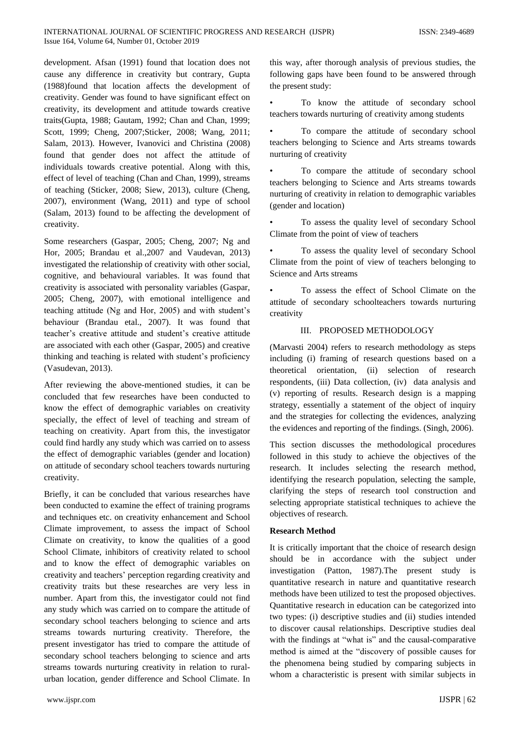development. Afsan (1991) found that location does not cause any difference in creativity but contrary, Gupta (1988)found that location affects the development of creativity. Gender was found to have significant effect on creativity, its development and attitude towards creative traits(Gupta, 1988; Gautam, 1992; Chan and Chan, 1999; Scott, 1999; Cheng, 2007;Sticker, 2008; Wang, 2011; Salam, 2013). However, Ivanovici and Christina (2008) found that gender does not affect the attitude of individuals towards creative potential. Along with this, effect of level of teaching (Chan and Chan, 1999), streams of teaching (Sticker, 2008; Siew, 2013), culture (Cheng, 2007), environment (Wang, 2011) and type of school (Salam, 2013) found to be affecting the development of creativity.

Some researchers (Gaspar, 2005; Cheng, 2007; Ng and Hor, 2005; Brandau et al.,2007 and Vaudevan, 2013) investigated the relationship of creativity with other social, cognitive, and behavioural variables. It was found that creativity is associated with personality variables (Gaspar, 2005; Cheng, 2007), with emotional intelligence and teaching attitude (Ng and Hor, 2005) and with student's behaviour (Brandau etal., 2007). It was found that teacher's creative attitude and student's creative attitude are associated with each other (Gaspar, 2005) and creative thinking and teaching is related with student's proficiency (Vasudevan, 2013).

After reviewing the above-mentioned studies, it can be concluded that few researches have been conducted to know the effect of demographic variables on creativity specially, the effect of level of teaching and stream of teaching on creativity. Apart from this, the investigator could find hardly any study which was carried on to assess the effect of demographic variables (gender and location) on attitude of secondary school teachers towards nurturing creativity.

Briefly, it can be concluded that various researches have been conducted to examine the effect of training programs and techniques etc. on creativity enhancement and School Climate improvement, to assess the impact of School Climate on creativity, to know the qualities of a good School Climate, inhibitors of creativity related to school and to know the effect of demographic variables on creativity and teachers' perception regarding creativity and creativity traits but these researches are very less in number. Apart from this, the investigator could not find any study which was carried on to compare the attitude of secondary school teachers belonging to science and arts streams towards nurturing creativity. Therefore, the present investigator has tried to compare the attitude of secondary school teachers belonging to science and arts streams towards nurturing creativity in relation to rural-urban location, gender difference and School Climate. In this way, after thorough analysis of previous studies, the following gaps have been found to be answered through the present study:

- To know the attitude of secondary school teachers towards nurturing of creativity among students
- To compare the attitude of secondary school teachers belonging to Science and Arts streams towards nurturing of creativity
- To compare the attitude of secondary school teachers belonging to Science and Arts streams towards nurturing of creativity in relation to demographic variables (gender and location)
- To assess the quality level of secondary School Climate from the point of view of teachers
- To assess the quality level of secondary School Climate from the point of view of teachers belonging to Science and Arts streams
- To assess the effect of School Climate on the attitude of secondary schoolteachers towards nurturing creativity

## III. PROPOSED METHODOLOGY

(Marvasti 2004) refers to research methodology as steps including (i) framing of research questions based on a theoretical orientation, (ii) selection of research respondents, (iii) Data collection, (iv) data analysis and (v) reporting of results. Research design is a mapping strategy, essentially a statement of the object of inquiry and the strategies for collecting the evidences, analyzing the evidences and reporting of the findings. (Singh, 2006).

This section discusses the methodological procedures followed in this study to achieve the objectives of the research. It includes selecting the research method, identifying the research population, selecting the sample, clarifying the steps of research tool construction and selecting appropriate statistical techniques to achieve the objectives of research.

**Research Method**

It is critically important that the choice of research design should be in accordance with the subject under investigation (Patton, 1987).The present study is quantitative research in nature and quantitative research methods have been utilized to test the proposed objectives. Quantitative research in education can be categorized into two types: (i) descriptive studies and (ii) studies intended to discover causal relationships. Descriptive studies deal with the findings at "what is" and the causal-comparative method is aimed at the "discovery of possible causes for the phenomena being studied by comparing subjects in whom a characteristic is present with similar subjects in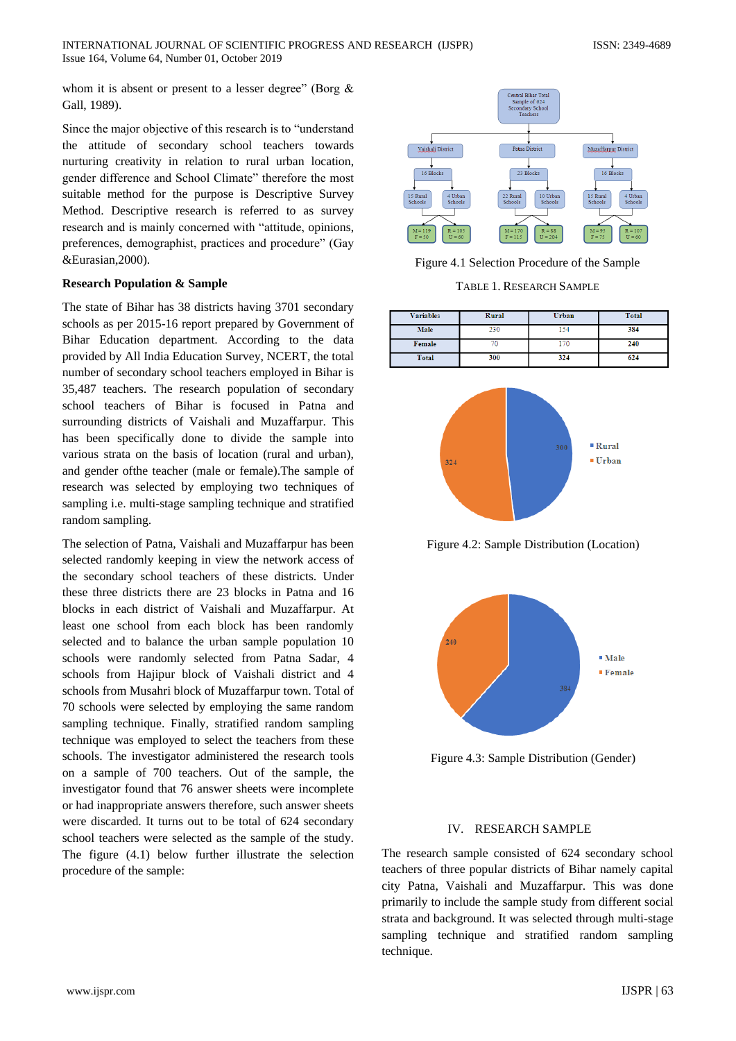whom it is absent or present to a lesser degree" (Borg & Gall, 1989).

Since the major objective of this research is to "understand the attitude of secondary school teachers towards nurturing creativity in relation to rural urban location, gender difference and School Climate" therefore the most suitable method for the purpose is Descriptive Survey Method. Descriptive research is referred to as survey research and is mainly concerned with "attitude, opinions, preferences, demographist, practices and procedure" (Gay &Eurasian,2000).

### Research Population & Sample

The state of Bihar has 38 districts having 3701 secondary schools as per 2015-16 report prepared by Government of Bihar Education department. According to the data provided by All India Education Survey, NCERT, the total number of secondary school teachers employed in Bihar is 35,487 teachers. The research population of secondary school teachers of Bihar is focused in Patna and surrounding districts of Vaishali and Muzaffarpur. This has been specifically done to divide the sample into various strata on the basis of location (rural and urban), and gender ofthe teacher (male or female).The sample of research was selected by employing two techniques of sampling i.e. multi-stage sampling technique and stratified random sampling.

The selection of Patna, Vaishali and Muzaffarpur has been selected randomly keeping in view the network access of the secondary school teachers of these districts. Under these three districts there are 23 blocks in Patna and 16 blocks in each district of Vaishali and Muzaffarpur. At least one school from each block has been randomly selected and to balance the urban sample population 10 schools were randomly selected from Patna Sadar, 4 schools from Hajipur block of Vaishali district and 4 schools from Musahri block of Muzaffarpur town. Total of 70 schools were selected by employing the same random sampling technique. Finally, stratified random sampling technique was employed to select the teachers from these schools. The investigator administered the research tools on a sample of 700 teachers. Out of the sample, the investigator found that 76 answer sheets were incomplete or had inappropriate answers therefore, such answer sheets were discarded. It turns out to be total of 624 secondary school teachers were selected as the sample of the study. The figure (4.1) below further illustrate the selection procedure of the sample:

Figure 4.1 Selection Procedure of the Sample

TABLE 1. RESEARCH SAMPLE

| Variables | Rural | Urban | Total |
|---|---|---|---|
| Male | 230 | 154 | 384 |
| Female | 70 | 170 | 240 |
| Total | 300 | 324 | 624 |

Figure 4.2: Sample Distribution (Location)

Figure 4.3: Sample Distribution (Gender)

## IV. RESEARCH SAMPLE

The research sample consisted of 624 secondary school teachers of three popular districts of Bihar namely capital city Patna, Vaishali and Muzaffarpur. This was done primarily to include the sample study from different social strata and background. It was selected through multi-stage sampling technique and stratified random sampling technique.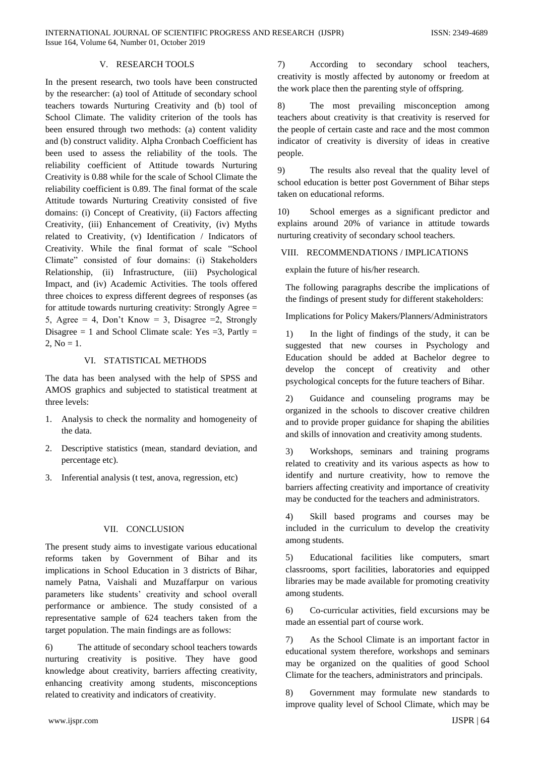## V. RESEARCH TOOLS

In the present research, two tools have been constructed by the researcher: (a) tool of Attitude of secondary school teachers towards Nurturing Creativity and (b) tool of School Climate. The validity criterion of the tools has been ensured through two methods: (a) content validity and (b) construct validity. Alpha Cronbach Coefficient has been used to assess the reliability of the tools. The reliability coefficient of Attitude towards Nurturing Creativity is 0.88 while for the scale of School Climate the reliability coefficient is 0.89. The final format of the scale Attitude towards Nurturing Creativity consisted of five domains: (i) Concept of Creativity, (ii) Factors affecting Creativity, (iii) Enhancement of Creativity, (iv) Myths related to Creativity, (v) Identification / Indicators of Creativity. While the final format of scale "School Climate" consisted of four domains: (i) Stakeholders Relationship, (ii) Infrastructure, (iii) Psychological Impact, and (iv) Academic Activities. The tools offered three choices to express different degrees of responses (as for attitude towards nurturing creativity: Strongly Agree = 5, Agree = 4, Don't Know = 3, Disagree =2, Strongly Disagree = 1 and School Climate scale: Yes =3, Partly = 2, No = 1.

## VI. STATISTICAL METHODS

The data has been analysed with the help of SPSS and AMOS graphics and subjected to statistical treatment at three levels:

1. Analysis to check the normality and homogeneity of the data.
2. Descriptive statistics (mean, standard deviation, and percentage etc).
3. Inferential analysis (t test, anova, regression, etc)

## VII. CONCLUSION

The present study aims to investigate various educational reforms taken by Government of Bihar and its implications in School Education in 3 districts of Bihar, namely Patna, Vaishali and Muzaffarpur on various parameters like students' creativity and school overall performance or ambience. The study consisted of a representative sample of 624 teachers taken from the target population. The main findings are as follows:

6) The attitude of secondary school teachers towards nurturing creativity is positive. They have good knowledge about creativity, barriers affecting creativity, enhancing creativity among students, misconceptions related to creativity and indicators of creativity.

7) According to secondary school teachers, creativity is mostly affected by autonomy or freedom at the work place then the parenting style of offspring.

8) The most prevailing misconception among teachers about creativity is that creativity is reserved for the people of certain caste and race and the most common indicator of creativity is diversity of ideas in creative people.

9) The results also reveal that the quality level of school education is better post Government of Bihar steps taken on educational reforms.

10) School emerges as a significant predictor and explains around 20% of variance in attitude towards nurturing creativity of secondary school teachers.

## VIII. RECOMMENDATIONS / IMPLICATIONS

explain the future of his/her research.

The following paragraphs describe the implications of the findings of present study for different stakeholders:

Implications for Policy Makers/Planners/Administrators

1) In the light of findings of the study, it can be suggested that new courses in Psychology and Education should be added at Bachelor degree to develop the concept of creativity and other psychological concepts for the future teachers of Bihar.

2) Guidance and counseling programs may be organized in the schools to discover creative children and to provide proper guidance for shaping the abilities and skills of innovation and creativity among students.

3) Workshops, seminars and training programs related to creativity and its various aspects as how to identify and nurture creativity, how to remove the barriers affecting creativity and importance of creativity may be conducted for the teachers and administrators.

4) Skill based programs and courses may be included in the curriculum to develop the creativity among students.

5) Educational facilities like computers, smart classrooms, sport facilities, laboratories and equipped libraries may be made available for promoting creativity among students.

6) Co-curricular activities, field excursions may be made an essential part of course work.

7) As the School Climate is an important factor in educational system therefore, workshops and seminars may be organized on the qualities of good School Climate for the teachers, administrators and principals.

8) Government may formulate new standards to improve quality level of School Climate, which may be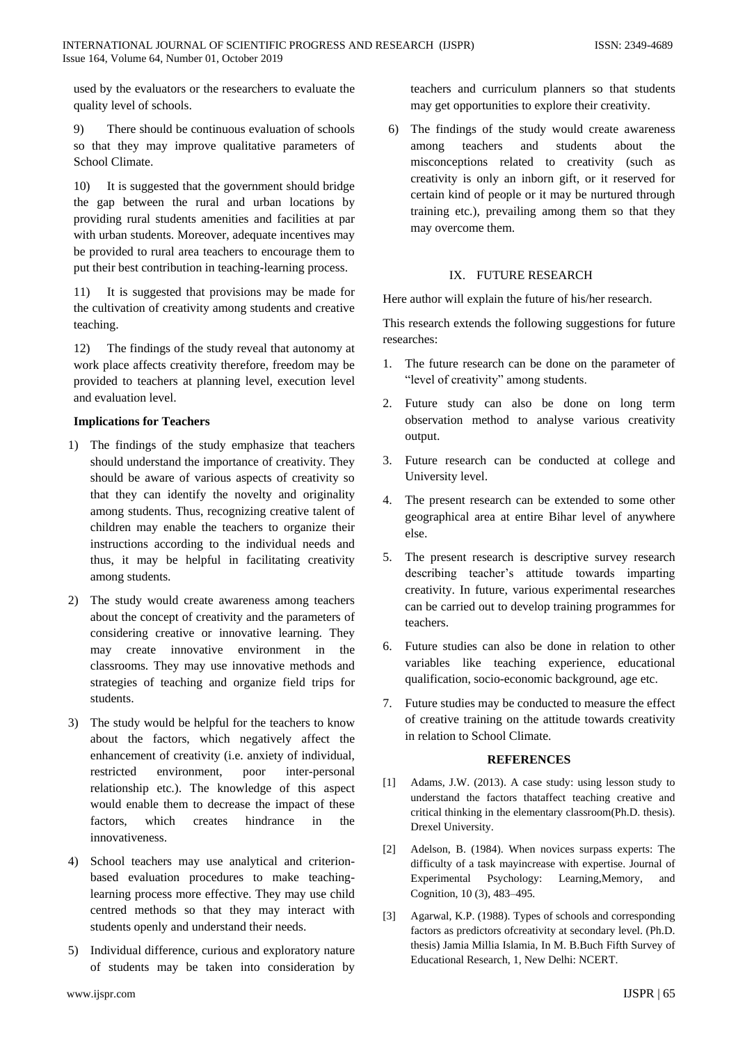used by the evaluators or the researchers to evaluate the quality level of schools.

9) There should be continuous evaluation of schools so that they may improve qualitative parameters of School Climate.

10) It is suggested that the government should bridge the gap between the rural and urban locations by providing rural students amenities and facilities at par with urban students. Moreover, adequate incentives may be provided to rural area teachers to encourage them to put their best contribution in teaching-learning process.

11) It is suggested that provisions may be made for the cultivation of creativity among students and creative teaching.

12) The findings of the study reveal that autonomy at work place affects creativity therefore, freedom may be provided to teachers at planning level, execution level and evaluation level.

**Implications for Teachers**

1) The findings of the study emphasize that teachers should understand the importance of creativity. They should be aware of various aspects of creativity so that they can identify the novelty and originality among students. Thus, recognizing creative talent of children may enable the teachers to organize their instructions according to the individual needs and thus, it may be helpful in facilitating creativity among students.

2) The study would create awareness among teachers about the concept of creativity and the parameters of considering creative or innovative learning. They may create innovative environment in the classrooms. They may use innovative methods and strategies of teaching and organize field trips for students.

3) The study would be helpful for the teachers to know about the factors, which negatively affect the enhancement of creativity (i.e. anxiety of individual, restricted environment, poor inter-personal relationship etc.). The knowledge of this aspect would enable them to decrease the impact of these factors, which creates hindrance in the innovativeness.

4) School teachers may use analytical and criterion-based evaluation procedures to make teaching-learning process more effective. They may use child centred methods so that they may interact with students openly and understand their needs.

5) Individual difference, curious and exploratory nature of students may be taken into consideration by teachers and curriculum planners so that students may get opportunities to explore their creativity.

6) The findings of the study would create awareness among teachers and students about the misconceptions related to creativity (such as creativity is only an inborn gift, or it reserved for certain kind of people or it may be nurtured through training etc.), prevailing among them so that they may overcome them.

## IX. FUTURE RESEARCH

Here author will explain the future of his/her research.

This research extends the following suggestions for future researches:

1. The future research can be done on the parameter of "level of creativity" among students.
2. Future study can also be done on long term observation method to analyse various creativity output.
3. Future research can be conducted at college and University level.
4. The present research can be extended to some other geographical area at entire Bihar level of anywhere else.
5. The present research is descriptive survey research describing teacher's attitude towards imparting creativity. In future, various experimental researches can be carried out to develop training programmes for teachers.
6. Future studies can also be done in relation to other variables like teaching experience, educational qualification, socio-economic background, age etc.
7. Future studies may be conducted to measure the effect of creative training on the attitude towards creativity in relation to School Climate.

## REFERENCES

[1] Adams, J.W. (2013). A case study: using lesson study to understand the factors thataffect teaching creative and critical thinking in the elementary classroom(Ph.D. thesis). Drexel University.

[2] Adelson, B. (1984). When novices surpass experts: The difficulty of a task mayincrease with expertise. Journal of Experimental Psychology: Learning,Memory, and Cognition, 10 (3), 483–495.

[3] Agarwal, K.P. (1988). Types of schools and corresponding factors as predictors ofcreativity at secondary level. (Ph.D. thesis) Jamia Millia Islamia, In M. B.Buch Fifth Survey of Educational Research, 1, New Delhi: NCERT.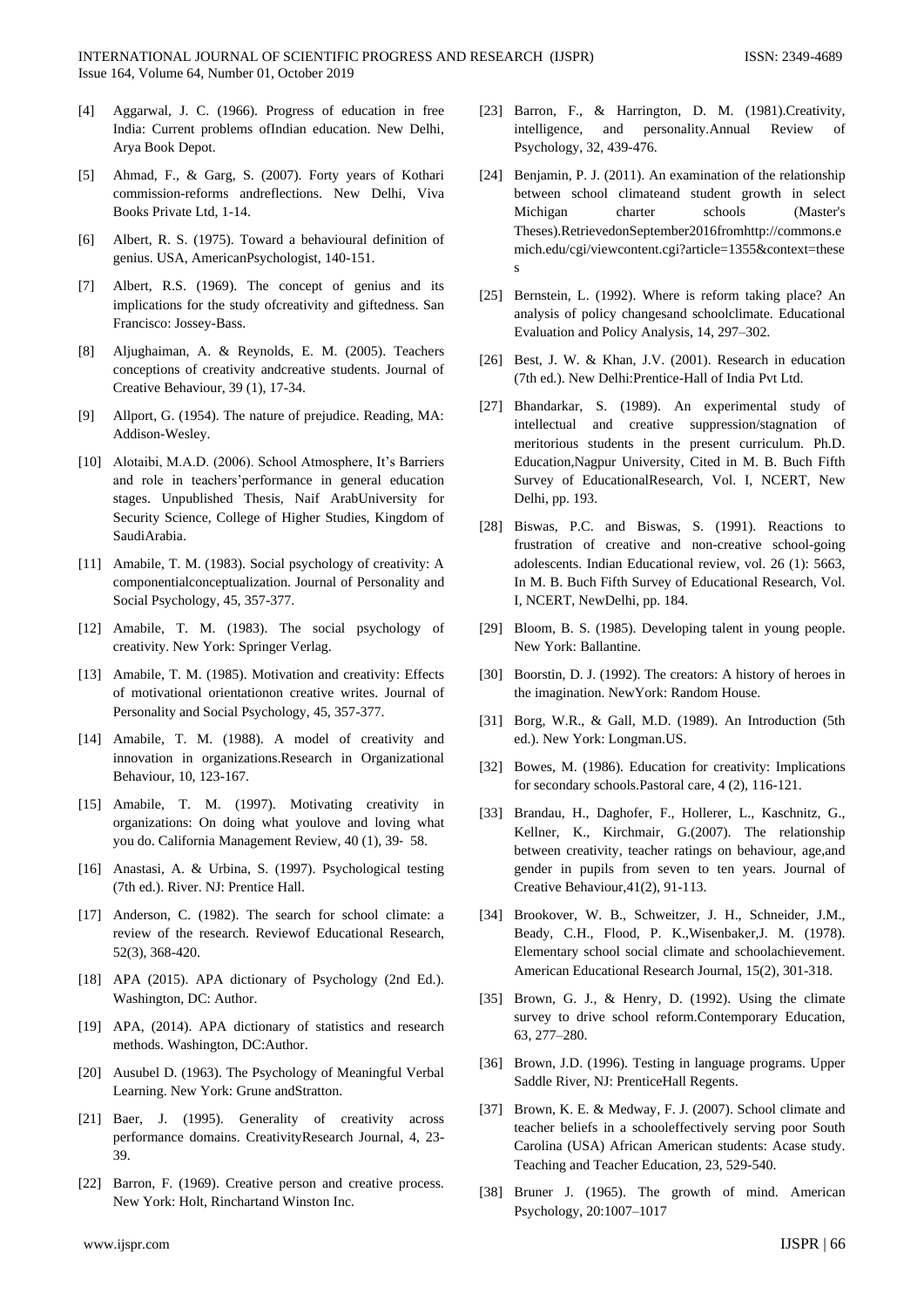[4] Aggarwal, J. C. (1966). Progress of education in free India: Current problems ofIndian education. New Delhi, Arya Book Depot.

[5] Ahmad, F., & Garg, S. (2007). Forty years of Kothari commission-reforms andreflections. New Delhi, Viva Books Private Ltd, 1-14.

[6] Albert, R. S. (1975). Toward a behavioural definition of genius. USA, AmericanPsychologist, 140-151.

[7] Albert, R.S. (1969). The concept of genius and its implications for the study ofcreativity and giftedness. San Francisco: Jossey-Bass.

[8] Aljughaiman, A. & Reynolds, E. M. (2005). Teachers conceptions of creativity andcreative students. Journal of Creative Behaviour, 39 (1), 17-34.

[9] Allport, G. (1954). The nature of prejudice. Reading, MA: Addison-Wesley.

[10] Alotaibi, M.A.D. (2006). School Atmosphere, It's Barriers and role in teachers'performance in general education stages. Unpublished Thesis, Naif ArabUniversity for Security Science, College of Higher Studies, Kingdom of SaudiArabia.

[11] Amabile, T. M. (1983). Social psychology of creativity: A componentialconceptualization. Journal of Personality and Social Psychology, 45, 357-377.

[12] Amabile, T. M. (1983). The social psychology of creativity. New York: Springer Verlag.

[13] Amabile, T. M. (1985). Motivation and creativity: Effects of motivational orientationon creative writes. Journal of Personality and Social Psychology, 45, 357-377.

[14] Amabile, T. M. (1988). A model of creativity and innovation in organizations.Research in Organizational Behaviour, 10, 123-167.

[15] Amabile, T. M. (1997). Motivating creativity in organizations: On doing what youlove and loving what you do. California Management Review, 40 (1), 39- 58.

[16] Anastasi, A. & Urbina, S. (1997). Psychological testing (7th ed.). River. NJ: Prentice Hall.

[17] Anderson, C. (1982). The search for school climate: a review of the research. Reviewof Educational Research, 52(3), 368-420.

[18] APA (2015). APA dictionary of Psychology (2nd Ed.). Washington, DC: Author.

[19] APA, (2014). APA dictionary of statistics and research methods. Washington, DC:Author.

[20] Ausubel D. (1963). The Psychology of Meaningful Verbal Learning. New York: Grune andStratton.

[21] Baer, J. (1995). Generality of creativity across performance domains. CreativityResearch Journal, 4, 23-39.

[22] Barron, F. (1969). Creative person and creative process. New York: Holt, Rinchartand Winston Inc.

[23] Barron, F., & Harrington, D. M. (1981).Creativity, intelligence, and personality.Annual Review of Psychology, 32, 439-476.

[24] Benjamin, P. J. (2011). An examination of the relationship between school climateand student growth in select Michigan charter schools (Master's Theses).RetrievedonSeptember2016fromhttp://commons.emich.edu/cgi/viewcontent.cgi?article=1355&context=theses

[25] Bernstein, L. (1992). Where is reform taking place? An analysis of policy changesand schoolclimate. Educational Evaluation and Policy Analysis, 14, 297–302.

[26] Best, J. W. & Khan, J.V. (2001). Research in education (7th ed.). New Delhi:Prentice-Hall of India Pvt Ltd.

[27] Bhandarkar, S. (1989). An experimental study of intellectual and creative suppression/stagnation of meritorious students in the present curriculum. Ph.D. Education,Nagpur University, Cited in M. B. Buch Fifth Survey of EducationalResearch, Vol. I, NCERT, New Delhi, pp. 193.

[28] Biswas, P.C. and Biswas, S. (1991). Reactions to frustration of creative and non-creative school-going adolescents. Indian Educational review, vol. 26 (1): 5663, In M. B. Buch Fifth Survey of Educational Research, Vol. I, NCERT, NewDelhi, pp. 184.

[29] Bloom, B. S. (1985). Developing talent in young people. New York: Ballantine.

[30] Boorstin, D. J. (1992). The creators: A history of heroes in the imagination. NewYork: Random House.

[31] Borg, W.R., & Gall, M.D. (1989). An Introduction (5th ed.). New York: Longman.US.

[32] Bowes, M. (1986). Education for creativity: Implications for secondary schools.Pastoral care, 4 (2), 116-121.

[33] Brandau, H., Daghofer, F., Hollerer, L., Kaschnitz, G., Kellner, K., Kirchmair, G.(2007). The relationship between creativity, teacher ratings on behaviour, age,and gender in pupils from seven to ten years. Journal of Creative Behaviour,41(2), 91-113.

[34] Brookover, W. B., Schweitzer, J. H., Schneider, J.M., Beady, C.H., Flood, P. K.,Wisenbaker,J. M. (1978). Elementary school social climate and schoolachievement. American Educational Research Journal, 15(2), 301-318.

[35] Brown, G. J., & Henry, D. (1992). Using the climate survey to drive school reform.Contemporary Education, 63, 277–280.

[36] Brown, J.D. (1996). Testing in language programs. Upper Saddle River, NJ: PrenticeHall Regents.

[37] Brown, K. E. & Medway, F. J. (2007). School climate and teacher beliefs in a schooleffectively serving poor South Carolina (USA) African American students: Acase study. Teaching and Teacher Education, 23, 529-540.

[38] Bruner J. (1965). The growth of mind. American Psychology, 20:1007–1017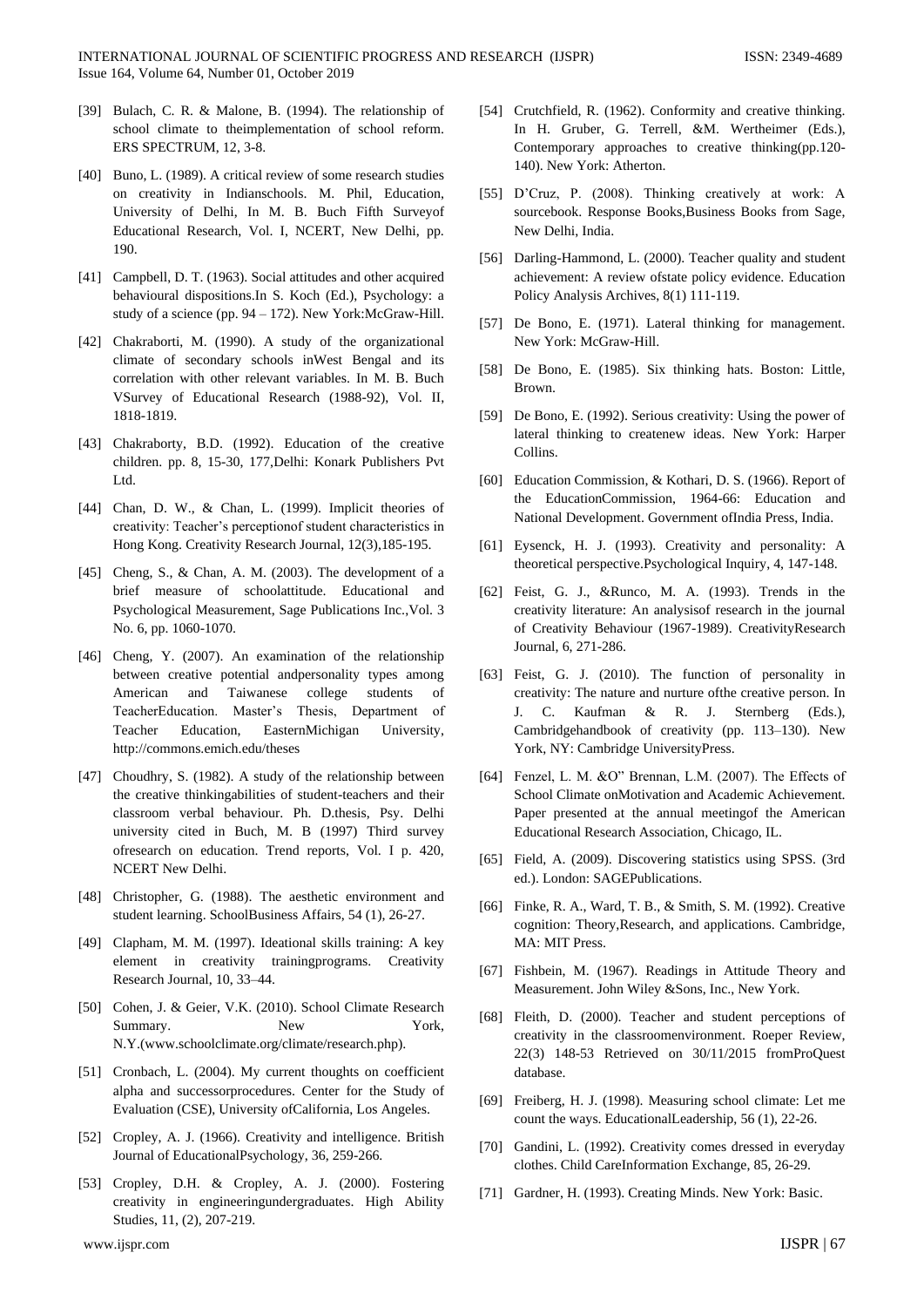[39] Bulach, C. R. & Malone, B. (1994). The relationship of school climate to theimplementation of school reform. ERS SPECTRUM, 12, 3-8.

[40] Buno, L. (1989). A critical review of some research studies on creativity in Indianschools. M. Phil, Education, University of Delhi, In M. B. Buch Fifth Surveyof Educational Research, Vol. I, NCERT, New Delhi, pp. 190.

[41] Campbell, D. T. (1963). Social attitudes and other acquired behavioural dispositions.In S. Koch (Ed.), Psychology: a study of a science (pp. 94 – 172). New York:McGraw-Hill.

[42] Chakraborti, M. (1990). A study of the organizational climate of secondary schools inWest Bengal and its correlation with other relevant variables. In M. B. Buch VSurvey of Educational Research (1988-92), Vol. II, 1818-1819.

[43] Chakraborty, B.D. (1992). Education of the creative children. pp. 8, 15-30, 177,Delhi: Konark Publishers Pvt Ltd.

[44] Chan, D. W., & Chan, L. (1999). Implicit theories of creativity: Teacher's perceptionof student characteristics in Hong Kong. Creativity Research Journal, 12(3),185-195.

[45] Cheng, S., & Chan, A. M. (2003). The development of a brief measure of schoolattitude. Educational and Psychological Measurement, Sage Publications Inc.,Vol. 3 No. 6, pp. 1060-1070.

[46] Cheng, Y. (2007). An examination of the relationship between creative potential andpersonality types among American and Taiwanese college students of TeacherEducation. Master's Thesis, Department of Teacher Education, EasternMichigan University, http://commons.emich.edu/theses

[47] Choudhry, S. (1982). A study of the relationship between the creative thinkingabilities of student-teachers and their classroom verbal behaviour. Ph. D.thesis, Psy. Delhi university cited in Buch, M. B (1997) Third survey ofresearch on education. Trend reports, Vol. I p. 420, NCERT New Delhi.

[48] Christopher, G. (1988). The aesthetic environment and student learning. SchoolBusiness Affairs, 54 (1), 26-27.

[49] Clapham, M. M. (1997). Ideational skills training: A key element in creativity trainingprograms. Creativity Research Journal, 10, 33–44.

[50] Cohen, J. & Geier, V.K. (2010). School Climate Research Summary. New York, N.Y.(www.schoolclimate.org/climate/research.php).

[51] Cronbach, L. (2004). My current thoughts on coefficient alpha and successorprocedures. Center for the Study of Evaluation (CSE), University ofCalifornia, Los Angeles.

[52] Cropley, A. J. (1966). Creativity and intelligence. British Journal of EducationalPsychology, 36, 259-266.

[53] Cropley, D.H. & Cropley, A. J. (2000). Fostering creativity in engineeringundergraduates. High Ability Studies, 11, (2), 207-219.

[54] Crutchfield, R. (1962). Conformity and creative thinking. In H. Gruber, G. Terrell, &M. Wertheimer (Eds.), Contemporary approaches to creative thinking(pp.120-140). New York: Atherton.

[55] D'Cruz, P. (2008). Thinking creatively at work: A sourcebook. Response Books,Business Books from Sage, New Delhi, India.

[56] Darling-Hammond, L. (2000). Teacher quality and student achievement: A review ofstate policy evidence. Education Policy Analysis Archives, 8(1) 111-119.

[57] De Bono, E. (1971). Lateral thinking for management. New York: McGraw-Hill.

[58] De Bono, E. (1985). Six thinking hats. Boston: Little, Brown.

[59] De Bono, E. (1992). Serious creativity: Using the power of lateral thinking to createnew ideas. New York: Harper Collins.

[60] Education Commission, & Kothari, D. S. (1966). Report of the EducationCommission, 1964-66: Education and National Development. Government ofIndia Press, India.

[61] Eysenck, H. J. (1993). Creativity and personality: A theoretical perspective.Psychological Inquiry, 4, 147-148.

[62] Feist, G. J., &Runco, M. A. (1993). Trends in the creativity literature: An analysisof research in the journal of Creativity Behaviour (1967-1989). CreativityResearch Journal, 6, 271-286.

[63] Feist, G. J. (2010). The function of personality in creativity: The nature and nurture ofthe creative person. In J. C. Kaufman & R. J. Sternberg (Eds.), Cambridgehandbook of creativity (pp. 113–130). New York, NY: Cambridge UniversityPress.

[64] Fenzel, L. M. &O" Brennan, L.M. (2007). The Effects of School Climate onMotivation and Academic Achievement. Paper presented at the annual meetingof the American Educational Research Association, Chicago, IL.

[65] Field, A. (2009). Discovering statistics using SPSS. (3rd ed.). London: SAGEPublications.

[66] Finke, R. A., Ward, T. B., & Smith, S. M. (1992). Creative cognition: Theory,Research, and applications. Cambridge, MA: MIT Press.

[67] Fishbein, M. (1967). Readings in Attitude Theory and Measurement. John Wiley &Sons, Inc., New York.

[68] Fleith, D. (2000). Teacher and student perceptions of creativity in the classroomenvironment. Roeper Review, 22(3) 148-53 Retrieved on 30/11/2015 fromProQuest database.

[69] Freiberg, H. J. (1998). Measuring school climate: Let me count the ways. EducationalLeadership, 56 (1), 22-26.

[70] Gandini, L. (1992). Creativity comes dressed in everyday clothes. Child CareInformation Exchange, 85, 26-29.

[71] Gardner, H. (1993). Creating Minds. New York: Basic.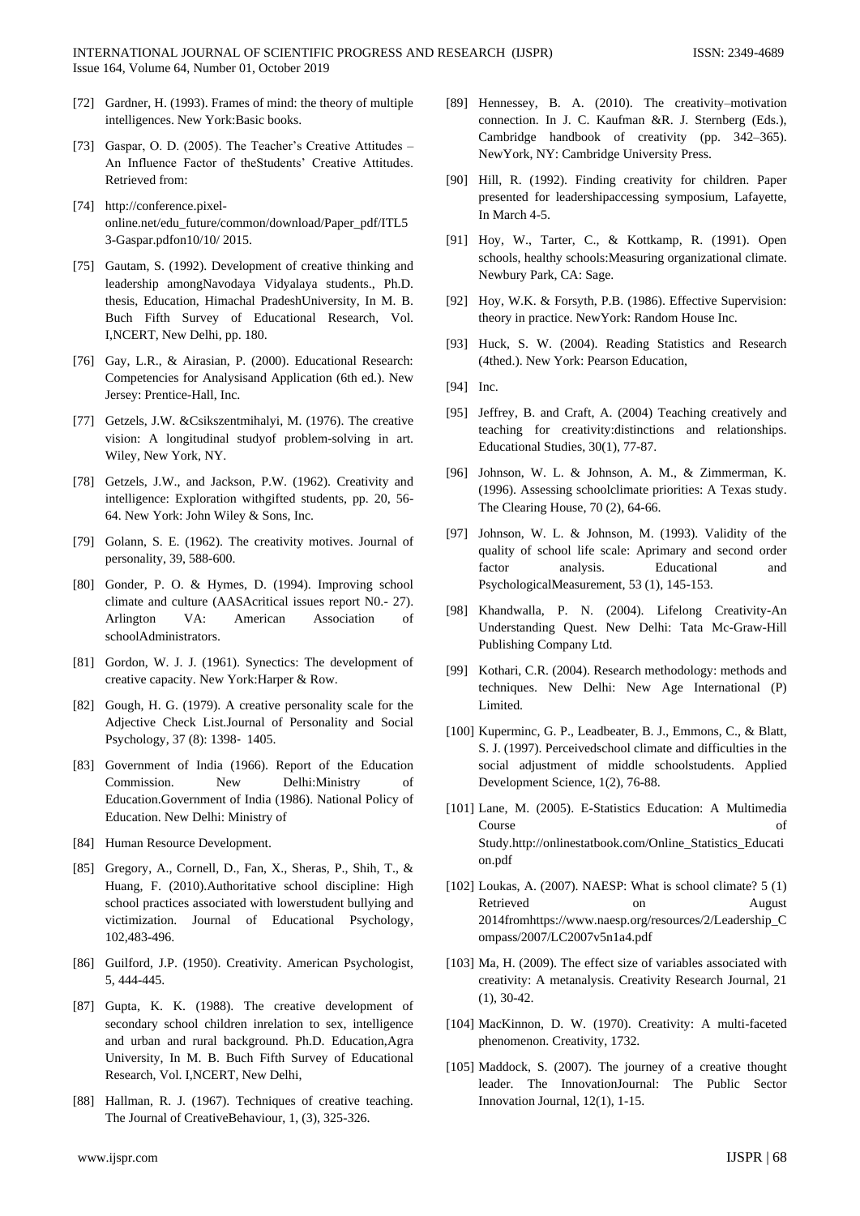[72] Gardner, H. (1993). Frames of mind: the theory of multiple intelligences. New York:Basic books.

[73] Gaspar, O. D. (2005). The Teacher's Creative Attitudes – An Influence Factor of theStudents' Creative Attitudes. Retrieved from:

[74] http://conference.pixel-online.net/edu_future/common/download/Paper_pdf/ITL53-Gaspar.pdfon10/10/ 2015.

[75] Gautam, S. (1992). Development of creative thinking and leadership amongNavodaya Vidyalaya students., Ph.D. thesis, Education, Himachal PradeshUniversity, In M. B. Buch Fifth Survey of Educational Research, Vol. I,NCERT, New Delhi, pp. 180.

[76] Gay, L.R., & Airasian, P. (2000). Educational Research: Competencies for Analysisand Application (6th ed.). New Jersey: Prentice-Hall, Inc.

[77] Getzels, J.W. &Csikszentmihalyi, M. (1976). The creative vision: A longitudinal studyof problem-solving in art. Wiley, New York, NY.

[78] Getzels, J.W., and Jackson, P.W. (1962). Creativity and intelligence: Exploration withgifted students, pp. 20, 56-64. New York: John Wiley & Sons, Inc.

[79] Golann, S. E. (1962). The creativity motives. Journal of personality, 39, 588-600.

[80] Gonder, P. O. & Hymes, D. (1994). Improving school climate and culture (AASAcritical issues report N0.- 27). Arlington VA: American Association of schoolAdministrators.

[81] Gordon, W. J. J. (1961). Synectics: The development of creative capacity. New York:Harper & Row.

[82] Gough, H. G. (1979). A creative personality scale for the Adjective Check List.Journal of Personality and Social Psychology, 37 (8): 1398- 1405.

[83] Government of India (1966). Report of the Education Commission. New Delhi:Ministry of Education.Government of India (1986). National Policy of Education. New Delhi: Ministry of

[84] Human Resource Development.

[85] Gregory, A., Cornell, D., Fan, X., Sheras, P., Shih, T., & Huang, F. (2010).Authoritative school discipline: High school practices associated with lowerstudent bullying and victimization. Journal of Educational Psychology, 102,483-496.

[86] Guilford, J.P. (1950). Creativity. American Psychologist, 5, 444-445.

[87] Gupta, K. K. (1988). The creative development of secondary school children inrelation to sex, intelligence and urban and rural background. Ph.D. Education,Agra University, In M. B. Buch Fifth Survey of Educational Research, Vol. I,NCERT, New Delhi,

[88] Hallman, R. J. (1967). Techniques of creative teaching. The Journal of CreativeBehaviour, 1, (3), 325-326.

[89] Hennessey, B. A. (2010). The creativity–motivation connection. In J. C. Kaufman &R. J. Sternberg (Eds.), Cambridge handbook of creativity (pp. 342–365). NewYork, NY: Cambridge University Press.

[90] Hill, R. (1992). Finding creativity for children. Paper presented for leadershipaccessing symposium, Lafayette, In March 4-5.

[91] Hoy, W., Tarter, C., & Kottkamp, R. (1991). Open schools, healthy schools:Measuring organizational climate. Newbury Park, CA: Sage.

[92] Hoy, W.K. & Forsyth, P.B. (1986). Effective Supervision: theory in practice. NewYork: Random House Inc.

[93] Huck, S. W. (2004). Reading Statistics and Research (4thed.). New York: Pearson Education,

[94] Inc.

[95] Jeffrey, B. and Craft, A. (2004) Teaching creatively and teaching for creativity:distinctions and relationships. Educational Studies, 30(1), 77-87.

[96] Johnson, W. L. & Johnson, A. M., & Zimmerman, K. (1996). Assessing schoolclimate priorities: A Texas study. The Clearing House, 70 (2), 64-66.

[97] Johnson, W. L. & Johnson, M. (1993). Validity of the quality of school life scale: Aprimary and second order factor analysis. Educational and PsychologicalMeasurement, 53 (1), 145-153.

[98] Khandwalla, P. N. (2004). Lifelong Creativity-An Understanding Quest. New Delhi: Tata Mc-Graw-Hill Publishing Company Ltd.

[99] Kothari, C.R. (2004). Research methodology: methods and techniques. New Delhi: New Age International (P) Limited.

[100] Kuperminc, G. P., Leadbeater, B. J., Emmons, C., & Blatt, S. J. (1997). Perceivedschool climate and difficulties in the social adjustment of middle schoolstudents. Applied Development Science, 1(2), 76-88.

[101] Lane, M. (2005). E-Statistics Education: A Multimedia Course of Study.http://onlinestatbook.com/Online_Statistics_Education.pdf

[102] Loukas, A. (2007). NAESP: What is school climate? 5 (1) Retrieved on August 2014fromhttps://www.naesp.org/resources/2/Leadership_Compass/2007/LC2007v5n1a4.pdf

[103] Ma, H. (2009). The effect size of variables associated with creativity: A metanalysis. Creativity Research Journal, 21 (1), 30-42.

[104] MacKinnon, D. W. (1970). Creativity: A multi-faceted phenomenon. Creativity, 1732.

[105] Maddock, S. (2007). The journey of a creative thought leader. The InnovationJournal: The Public Sector Innovation Journal, 12(1), 1-15.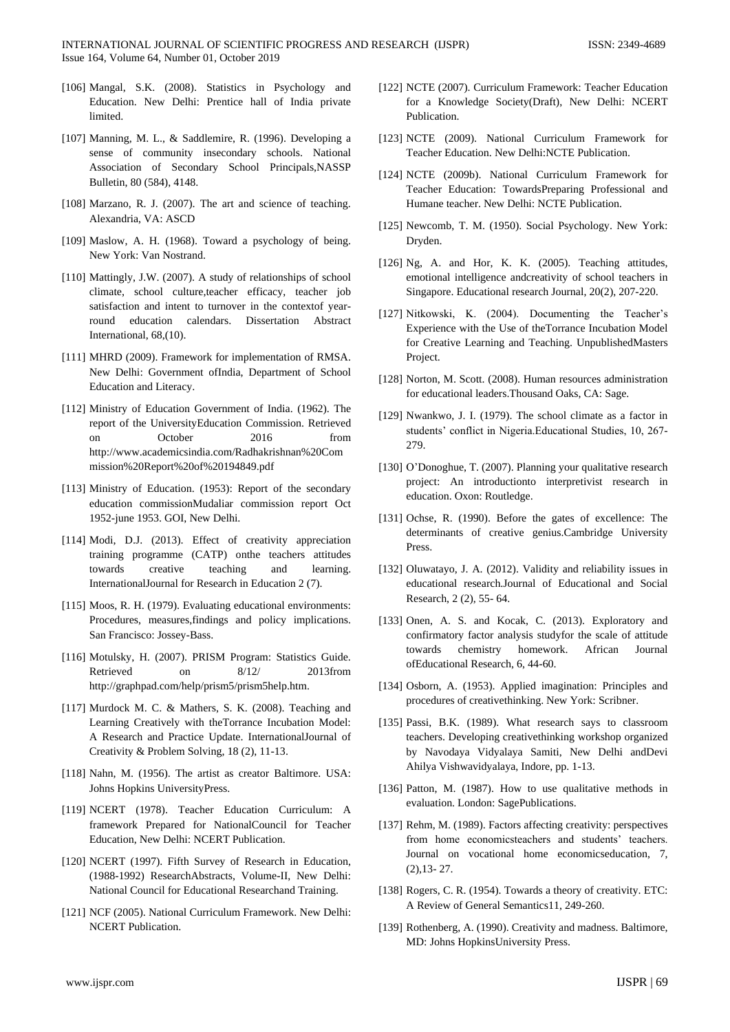[106] Mangal, S.K. (2008). Statistics in Psychology and Education. New Delhi: Prentice hall of India private limited.

[107] Manning, M. L., & Saddlemire, R. (1996). Developing a sense of community insecondary schools. National Association of Secondary School Principals,NASSP Bulletin, 80 (584), 4148.

[108] Marzano, R. J. (2007). The art and science of teaching. Alexandria, VA: ASCD

[109] Maslow, A. H. (1968). Toward a psychology of being. New York: Van Nostrand.

[110] Mattingly, J.W. (2007). A study of relationships of school climate, school culture,teacher efficacy, teacher job satisfaction and intent to turnover in the contextof year-round education calendars. Dissertation Abstract International, 68,(10).

[111] MHRD (2009). Framework for implementation of RMSA. New Delhi: Government ofIndia, Department of School Education and Literacy.

[112] Ministry of Education Government of India. (1962). The report of the UniversityEducation Commission. Retrieved on October 2016 from http://www.academicsindia.com/Radhakrishnan%20Commission%20Report%20of%20194849.pdf

[113] Ministry of Education. (1953): Report of the secondary education commissionMudaliar commission report Oct 1952-june 1953. GOI, New Delhi.

[114] Modi, D.J. (2013). Effect of creativity appreciation training programme (CATP) onthe teachers attitudes towards creative teaching and learning. InternationalJournal for Research in Education 2 (7).

[115] Moos, R. H. (1979). Evaluating educational environments: Procedures, measures,findings and policy implications. San Francisco: Jossey-Bass.

[116] Motulsky, H. (2007). PRISM Program: Statistics Guide. Retrieved on 8/12/ 2013from http://graphpad.com/help/prism5/prism5help.htm.

[117] Murdock M. C. & Mathers, S. K. (2008). Teaching and Learning Creatively with theTorrance Incubation Model: A Research and Practice Update. InternationalJournal of Creativity & Problem Solving, 18 (2), 11-13.

[118] Nahn, M. (1956). The artist as creator Baltimore. USA: Johns Hopkins UniversityPress.

[119] NCERT (1978). Teacher Education Curriculum: A framework Prepared for NationalCouncil for Teacher Education, New Delhi: NCERT Publication.

[120] NCERT (1997). Fifth Survey of Research in Education, (1988-1992) ResearchAbstracts, Volume-II, New Delhi: National Council for Educational Researchand Training.

[121] NCF (2005). National Curriculum Framework. New Delhi: NCERT Publication.

[122] NCTE (2007). Curriculum Framework: Teacher Education for a Knowledge Society(Draft), New Delhi: NCERT Publication.

[123] NCTE (2009). National Curriculum Framework for Teacher Education. New Delhi:NCTE Publication.

[124] NCTE (2009b). National Curriculum Framework for Teacher Education: TowardsPreparing Professional and Humane teacher. New Delhi: NCTE Publication.

[125] Newcomb, T. M. (1950). Social Psychology. New York: Dryden.

[126] Ng, A. and Hor, K. K. (2005). Teaching attitudes, emotional intelligence andcreativity of school teachers in Singapore. Educational research Journal, 20(2), 207-220.

[127] Nitkowski, K. (2004). Documenting the Teacher's Experience with the Use of theTorrance Incubation Model for Creative Learning and Teaching. UnpublishedMasters Project.

[128] Norton, M. Scott. (2008). Human resources administration for educational leaders.Thousand Oaks, CA: Sage.

[129] Nwankwo, J. I. (1979). The school climate as a factor in students' conflict in Nigeria.Educational Studies, 10, 267-279.

[130] O'Donoghue, T. (2007). Planning your qualitative research project: An introductionto interpretivist research in education. Oxon: Routledge.

[131] Ochse, R. (1990). Before the gates of excellence: The determinants of creative genius.Cambridge University Press.

[132] Oluwatayo, J. A. (2012). Validity and reliability issues in educational research.Journal of Educational and Social Research, 2 (2), 55- 64.

[133] Onen, A. S. and Kocak, C. (2013). Exploratory and confirmatory factor analysis studyfor the scale of attitude towards chemistry homework. African Journal ofEducational Research, 6, 44-60.

[134] Osborn, A. (1953). Applied imagination: Principles and procedures of creativethinking. New York: Scribner.

[135] Passi, B.K. (1989). What research says to classroom teachers. Developing creativethinking workshop organized by Navodaya Vidyalaya Samiti, New Delhi andDevi Ahilya Vishwavidyalaya, Indore, pp. 1-13.

[136] Patton, M. (1987). How to use qualitative methods in evaluation. London: SagePublications.

[137] Rehm, M. (1989). Factors affecting creativity: perspectives from home economicsteachers and students' teachers. Journal on vocational home economicseducation, 7, (2),13- 27.

[138] Rogers, C. R. (1954). Towards a theory of creativity. ETC: A Review of General Semantics11, 249-260.

[139] Rothenberg, A. (1990). Creativity and madness. Baltimore, MD: Johns HopkinsUniversity Press.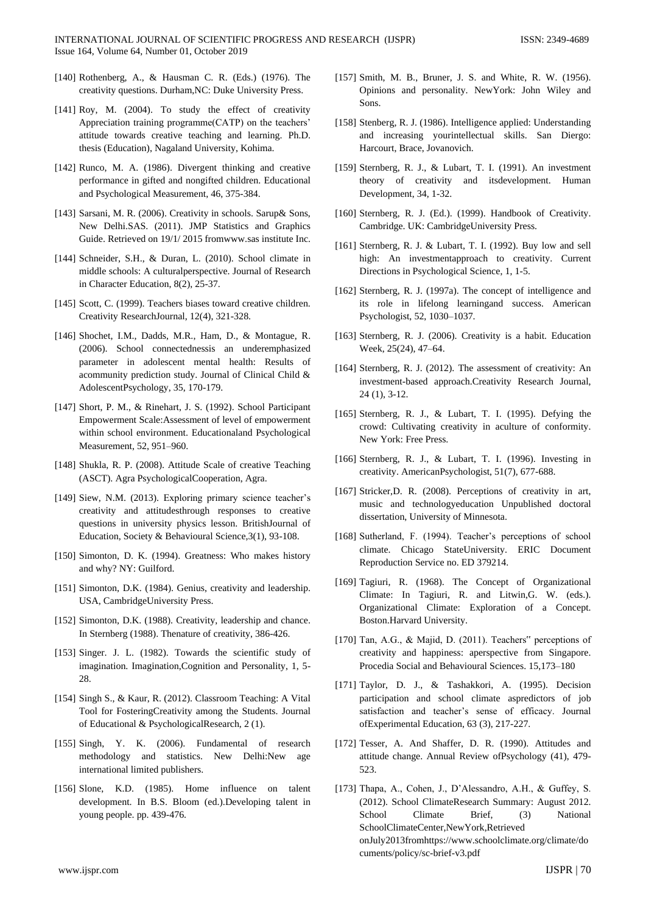[140] Rothenberg, A., & Hausman C. R. (Eds.) (1976). The creativity questions. Durham,NC: Duke University Press.

[141] Roy, M. (2004). To study the effect of creativity Appreciation training programme(CATP) on the teachers' attitude towards creative teaching and learning. Ph.D. thesis (Education), Nagaland University, Kohima.

[142] Runco, M. A. (1986). Divergent thinking and creative performance in gifted and nongifted children. Educational and Psychological Measurement, 46, 375-384.

[143] Sarsani, M. R. (2006). Creativity in schools. Sarup& Sons, New Delhi.SAS. (2011). JMP Statistics and Graphics Guide. Retrieved on 19/1/ 2015 fromwww.sas institute Inc.

[144] Schneider, S.H., & Duran, L. (2010). School climate in middle schools: A culturalperspective. Journal of Research in Character Education, 8(2), 25-37.

[145] Scott, C. (1999). Teachers biases toward creative children. Creativity ResearchJournal, 12(4), 321-328.

[146] Shochet, I.M., Dadds, M.R., Ham, D., & Montague, R. (2006). School connectednessis an underemphasized parameter in adolescent mental health: Results of acommunity prediction study. Journal of Clinical Child & AdolescentPsychology, 35, 170-179.

[147] Short, P. M., & Rinehart, J. S. (1992). School Participant Empowerment Scale:Assessment of level of empowerment within school environment. Educationaland Psychological Measurement, 52, 951–960.

[148] Shukla, R. P. (2008). Attitude Scale of creative Teaching (ASCT). Agra PsychologicalCooperation, Agra.

[149] Siew, N.M. (2013). Exploring primary science teacher's creativity and attitudesthrough responses to creative questions in university physics lesson. BritishJournal of Education, Society & Behavioural Science,3(1), 93-108.

[150] Simonton, D. K. (1994). Greatness: Who makes history and why? NY: Guilford.

[151] Simonton, D.K. (1984). Genius, creativity and leadership. USA, CambridgeUniversity Press.

[152] Simonton, D.K. (1988). Creativity, leadership and chance. In Sternberg (1988). Thenature of creativity, 386-426.

[153] Singer. J. L. (1982). Towards the scientific study of imagination. Imagination,Cognition and Personality, 1, 5-28.

[154] Singh S., & Kaur, R. (2012). Classroom Teaching: A Vital Tool for FosteringCreativity among the Students. Journal of Educational & PsychologicalResearch, 2 (1).

[155] Singh, Y. K. (2006). Fundamental of research methodology and statistics. New Delhi:New age international limited publishers.

[156] Slone, K.D. (1985). Home influence on talent development. In B.S. Bloom (ed.).Developing talent in young people. pp. 439-476.

[157] Smith, M. B., Bruner, J. S. and White, R. W. (1956). Opinions and personality. NewYork: John Wiley and Sons.

[158] Stenberg, R. J. (1986). Intelligence applied: Understanding and increasing yourintellectual skills. San Diergo: Harcourt, Brace, Jovanovich.

[159] Sternberg, R. J., & Lubart, T. I. (1991). An investment theory of creativity and itsdevelopment. Human Development, 34, 1-32.

[160] Sternberg, R. J. (Ed.). (1999). Handbook of Creativity. Cambridge. UK: CambridgeUniversity Press.

[161] Sternberg, R. J. & Lubart, T. I. (1992). Buy low and sell high: An investmentapproach to creativity. Current Directions in Psychological Science, 1, 1-5.

[162] Sternberg, R. J. (1997a). The concept of intelligence and its role in lifelong learningand success. American Psychologist, 52, 1030–1037.

[163] Sternberg, R. J. (2006). Creativity is a habit. Education Week, 25(24), 47–64.

[164] Sternberg, R. J. (2012). The assessment of creativity: An investment-based approach.Creativity Research Journal, 24 (1), 3-12.

[165] Sternberg, R. J., & Lubart, T. I. (1995). Defying the crowd: Cultivating creativity in aculture of conformity. New York: Free Press.

[166] Sternberg, R. J., & Lubart, T. I. (1996). Investing in creativity. AmericanPsychologist, 51(7), 677-688.

[167] Stricker,D. R. (2008). Perceptions of creativity in art, music and technologyeducation Unpublished doctoral dissertation, University of Minnesota.

[168] Sutherland, F. (1994). Teacher's perceptions of school climate. Chicago StateUniversity. ERIC Document Reproduction Service no. ED 379214.

[169] Tagiuri, R. (1968). The Concept of Organizational Climate: In Tagiuri, R. and Litwin,G. W. (eds.). Organizational Climate: Exploration of a Concept. Boston.Harvard University.

[170] Tan, A.G., & Majid, D. (2011). Teachers" perceptions of creativity and happiness: aperspective from Singapore. Procedia Social and Behavioural Sciences. 15,173–180

[171] Taylor, D. J., & Tashakkori, A. (1995). Decision participation and school climate aspredictors of job satisfaction and teacher's sense of efficacy. Journal ofExperimental Education, 63 (3), 217-227.

[172] Tesser, A. And Shaffer, D. R. (1990). Attitudes and attitude change. Annual Review ofPsychology (41), 479-523.

[173] Thapa, A., Cohen, J., D'Alessandro, A.H., & Guffey, S. (2012). School ClimateResearch Summary: August 2012. School Climate Brief, (3) National SchoolClimateCenter,NewYork,Retrieved onJuly2013fromhttps://www.schoolclimate.org/climate/documents/policy/sc-brief-v3.pdf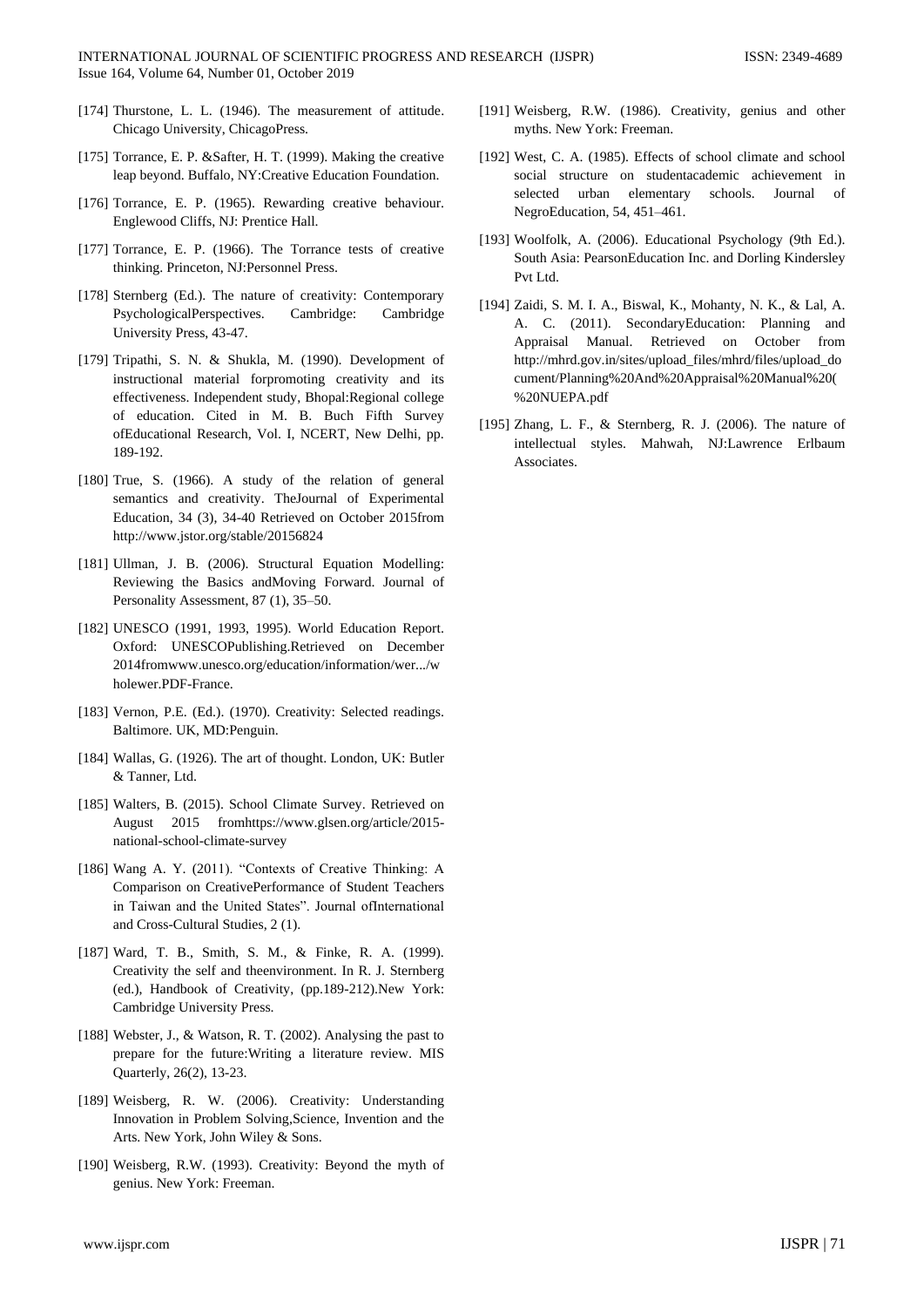[174] Thurstone, L. L. (1946). The measurement of attitude. Chicago University, ChicagoPress.

[175] Torrance, E. P. &Safter, H. T. (1999). Making the creative leap beyond. Buffalo, NY:Creative Education Foundation.

[176] Torrance, E. P. (1965). Rewarding creative behaviour. Englewood Cliffs, NJ: Prentice Hall.

[177] Torrance, E. P. (1966). The Torrance tests of creative thinking. Princeton, NJ:Personnel Press.

[178] Sternberg (Ed.). The nature of creativity: Contemporary PsychologicalPerspectives. Cambridge: Cambridge University Press, 43-47.

[179] Tripathi, S. N. & Shukla, M. (1990). Development of instructional material forpromoting creativity and its effectiveness. Independent study, Bhopal:Regional college of education. Cited in M. B. Buch Fifth Survey ofEducational Research, Vol. I, NCERT, New Delhi, pp. 189-192.

[180] True, S. (1966). A study of the relation of general semantics and creativity. TheJournal of Experimental Education, 34 (3), 34-40 Retrieved on October 2015from http://www.jstor.org/stable/20156824

[181] Ullman, J. B. (2006). Structural Equation Modelling: Reviewing the Basics andMoving Forward. Journal of Personality Assessment, 87 (1), 35–50.

[182] UNESCO (1991, 1993, 1995). World Education Report. Oxford: UNESCOPublishing.Retrieved on December 2014fromwww.unesco.org/education/information/wer.../wholewer.PDF-France.

[183] Vernon, P.E. (Ed.). (1970). Creativity: Selected readings. Baltimore. UK, MD:Penguin.

[184] Wallas, G. (1926). The art of thought. London, UK: Butler & Tanner, Ltd.

[185] Walters, B. (2015). School Climate Survey. Retrieved on August 2015 fromhttps://www.glsen.org/article/2015-national-school-climate-survey

[186] Wang A. Y. (2011). “Contexts of Creative Thinking: A Comparison on CreativePerformance of Student Teachers in Taiwan and the United States”. Journal ofInternational and Cross-Cultural Studies, 2 (1).

[187] Ward, T. B., Smith, S. M., & Finke, R. A. (1999). Creativity the self and theenvironment. In R. J. Sternberg (ed.), Handbook of Creativity, (pp.189-212).New York: Cambridge University Press.

[188] Webster, J., & Watson, R. T. (2002). Analysing the past to prepare for the future:Writing a literature review. MIS Quarterly, 26(2), 13-23.

[189] Weisberg, R. W. (2006). Creativity: Understanding Innovation in Problem Solving,Science, Invention and the Arts. New York, John Wiley & Sons.

[190] Weisberg, R.W. (1993). Creativity: Beyond the myth of genius. New York: Freeman.

[191] Weisberg, R.W. (1986). Creativity, genius and other myths. New York: Freeman.

[192] West, C. A. (1985). Effects of school climate and school social structure on studentacademic achievement in selected urban elementary schools. Journal of NegroEducation, 54, 451–461.

[193] Woolfolk, A. (2006). Educational Psychology (9th Ed.). South Asia: PearsonEducation Inc. and Dorling Kindersley Pvt Ltd.

[194] Zaidi, S. M. I. A., Biswal, K., Mohanty, N. K., & Lal, A. A. C. (2011). SecondaryEducation: Planning and Appraisal Manual. Retrieved on October from http://mhrd.gov.in/sites/upload_files/mhrd/files/upload_document/Planning%20And%20Appraisal%20Manual%20(%20NUEPA.pdf

[195] Zhang, L. F., & Sternberg, R. J. (2006). The nature of intellectual styles. Mahwah, NJ:Lawrence Erlbaum Associates.